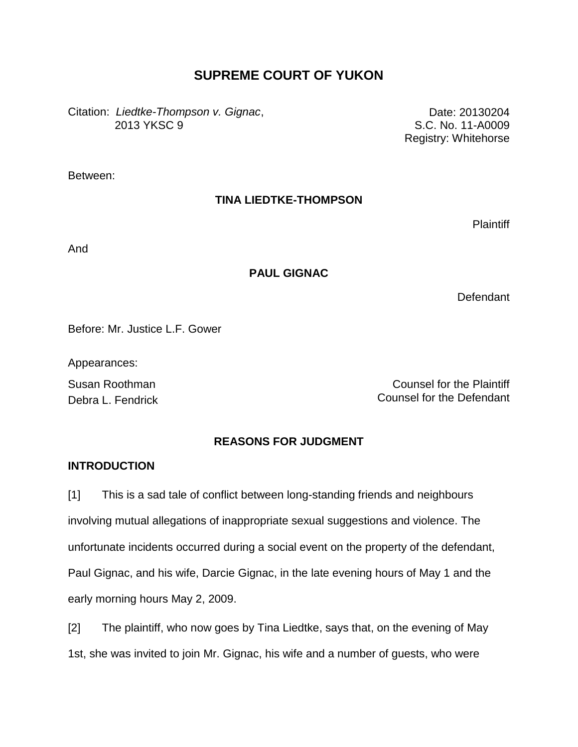# SUPREME COURT OF YUKON

Citation: *Liedtke-Thompson v. Gignac*, 2013 YKSC 9

Date: 20130204
S.C. No. 11-A0009
Registry: Whitehorse

Between:

**TINA LIEDTKE-THOMPSON**

Plaintiff

And

**PAUL GIGNAC**

Defendant

Before: Mr. Justice L.F. Gower

Appearances:

Susan Roothman — Counsel for the Plaintiff
Debra L. Fendrick — Counsel for the Defendant

## REASONS FOR JUDGMENT

### INTRODUCTION

[1] This is a sad tale of conflict between long-standing friends and neighbours involving mutual allegations of inappropriate sexual suggestions and violence. The unfortunate incidents occurred during a social event on the property of the defendant, Paul Gignac, and his wife, Darcie Gignac, in the late evening hours of May 1 and the early morning hours May 2, 2009.

[2] The plaintiff, who now goes by Tina Liedtke, says that, on the evening of May 1st, she was invited to join Mr. Gignac, his wife and a number of guests, who were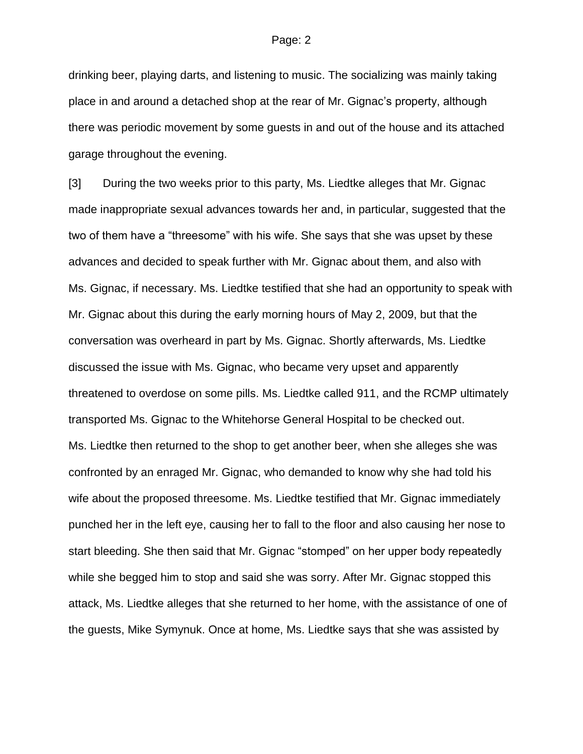drinking beer, playing darts, and listening to music. The socializing was mainly taking place in and around a detached shop at the rear of Mr. Gignac's property, although there was periodic movement by some guests in and out of the house and its attached garage throughout the evening.

[3] During the two weeks prior to this party, Ms. Liedtke alleges that Mr. Gignac made inappropriate sexual advances towards her and, in particular, suggested that the two of them have a "threesome" with his wife. She says that she was upset by these advances and decided to speak further with Mr. Gignac about them, and also with Ms. Gignac, if necessary. Ms. Liedtke testified that she had an opportunity to speak with Mr. Gignac about this during the early morning hours of May 2, 2009, but that the conversation was overheard in part by Ms. Gignac. Shortly afterwards, Ms. Liedtke discussed the issue with Ms. Gignac, who became very upset and apparently threatened to overdose on some pills. Ms. Liedtke called 911, and the RCMP ultimately transported Ms. Gignac to the Whitehorse General Hospital to be checked out. Ms. Liedtke then returned to the shop to get another beer, when she alleges she was confronted by an enraged Mr. Gignac, who demanded to know why she had told his wife about the proposed threesome. Ms. Liedtke testified that Mr. Gignac immediately punched her in the left eye, causing her to fall to the floor and also causing her nose to start bleeding. She then said that Mr. Gignac "stomped" on her upper body repeatedly while she begged him to stop and said she was sorry. After Mr. Gignac stopped this attack, Ms. Liedtke alleges that she returned to her home, with the assistance of one of the guests, Mike Symynuk. Once at home, Ms. Liedtke says that she was assisted by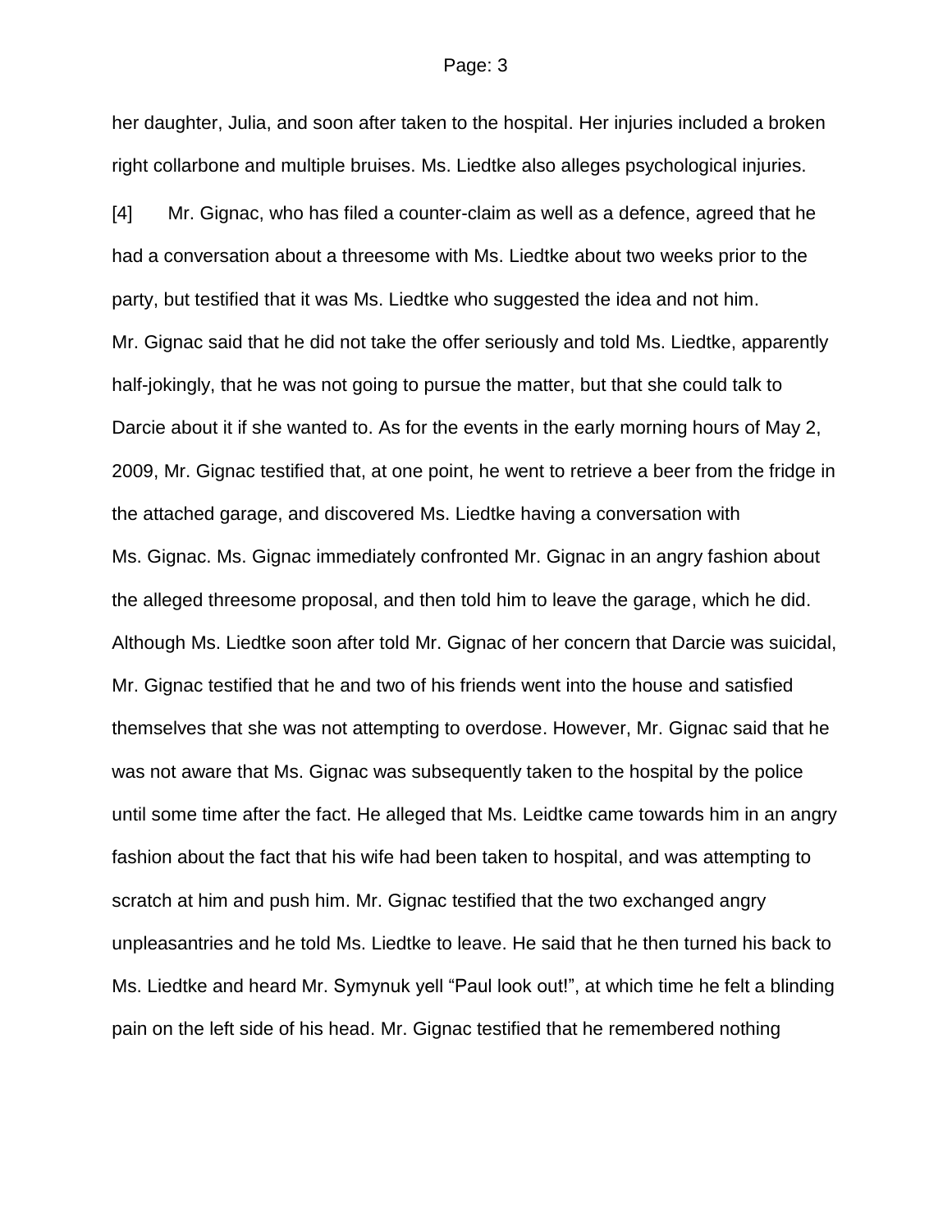her daughter, Julia, and soon after taken to the hospital. Her injuries included a broken right collarbone and multiple bruises. Ms. Liedtke also alleges psychological injuries.

[4] Mr. Gignac, who has filed a counter-claim as well as a defence, agreed that he had a conversation about a threesome with Ms. Liedtke about two weeks prior to the party, but testified that it was Ms. Liedtke who suggested the idea and not him. Mr. Gignac said that he did not take the offer seriously and told Ms. Liedtke, apparently half-jokingly, that he was not going to pursue the matter, but that she could talk to Darcie about it if she wanted to. As for the events in the early morning hours of May 2, 2009, Mr. Gignac testified that, at one point, he went to retrieve a beer from the fridge in the attached garage, and discovered Ms. Liedtke having a conversation with Ms. Gignac. Ms. Gignac immediately confronted Mr. Gignac in an angry fashion about the alleged threesome proposal, and then told him to leave the garage, which he did. Although Ms. Liedtke soon after told Mr. Gignac of her concern that Darcie was suicidal, Mr. Gignac testified that he and two of his friends went into the house and satisfied themselves that she was not attempting to overdose. However, Mr. Gignac said that he was not aware that Ms. Gignac was subsequently taken to the hospital by the police until some time after the fact. He alleged that Ms. Leidtke came towards him in an angry fashion about the fact that his wife had been taken to hospital, and was attempting to scratch at him and push him. Mr. Gignac testified that the two exchanged angry unpleasantries and he told Ms. Liedtke to leave. He said that he then turned his back to Ms. Liedtke and heard Mr. Symynuk yell "Paul look out!", at which time he felt a blinding pain on the left side of his head. Mr. Gignac testified that he remembered nothing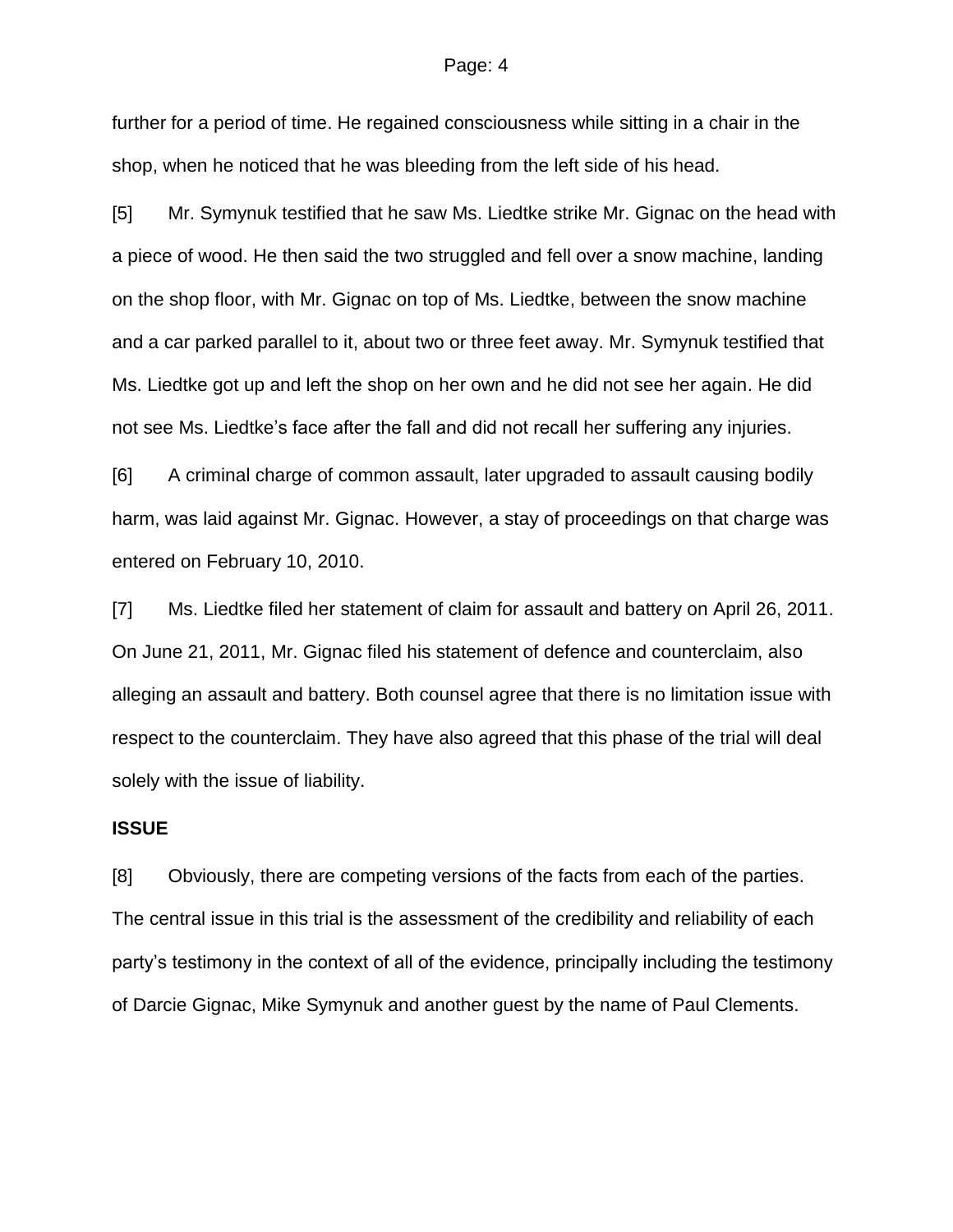further for a period of time. He regained consciousness while sitting in a chair in the shop, when he noticed that he was bleeding from the left side of his head.

[5] Mr. Symynuk testified that he saw Ms. Liedtke strike Mr. Gignac on the head with a piece of wood. He then said the two struggled and fell over a snow machine, landing on the shop floor, with Mr. Gignac on top of Ms. Liedtke, between the snow machine and a car parked parallel to it, about two or three feet away. Mr. Symynuk testified that Ms. Liedtke got up and left the shop on her own and he did not see her again. He did not see Ms. Liedtke's face after the fall and did not recall her suffering any injuries.

[6] A criminal charge of common assault, later upgraded to assault causing bodily harm, was laid against Mr. Gignac. However, a stay of proceedings on that charge was entered on February 10, 2010.

[7] Ms. Liedtke filed her statement of claim for assault and battery on April 26, 2011. On June 21, 2011, Mr. Gignac filed his statement of defence and counterclaim, also alleging an assault and battery. Both counsel agree that there is no limitation issue with respect to the counterclaim. They have also agreed that this phase of the trial will deal solely with the issue of liability.

**ISSUE**

[8] Obviously, there are competing versions of the facts from each of the parties. The central issue in this trial is the assessment of the credibility and reliability of each party's testimony in the context of all of the evidence, principally including the testimony of Darcie Gignac, Mike Symynuk and another guest by the name of Paul Clements.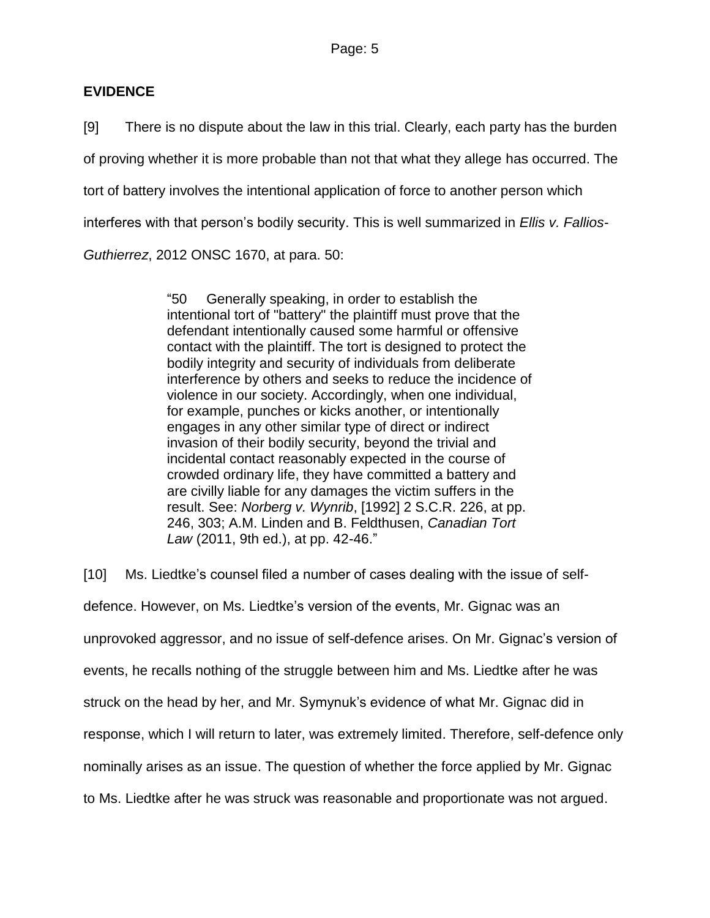## EVIDENCE

[9] There is no dispute about the law in this trial. Clearly, each party has the burden of proving whether it is more probable than not that what they allege has occurred. The tort of battery involves the intentional application of force to another person which interferes with that person's bodily security. This is well summarized in *Ellis v. Fallios-Guthierrez*, 2012 ONSC 1670, at para. 50:

> "50 Generally speaking, in order to establish the intentional tort of "battery" the plaintiff must prove that the defendant intentionally caused some harmful or offensive contact with the plaintiff. The tort is designed to protect the bodily integrity and security of individuals from deliberate interference by others and seeks to reduce the incidence of violence in our society. Accordingly, when one individual, for example, punches or kicks another, or intentionally engages in any other similar type of direct or indirect invasion of their bodily security, beyond the trivial and incidental contact reasonably expected in the course of crowded ordinary life, they have committed a battery and are civilly liable for any damages the victim suffers in the result. See: *Norberg v. Wynrib*, [1992] 2 S.C.R. 226, at pp. 246, 303; A.M. Linden and B. Feldthusen, *Canadian Tort Law* (2011, 9th ed.), at pp. 42-46."

[10] Ms. Liedtke's counsel filed a number of cases dealing with the issue of self-defence. However, on Ms. Liedtke's version of the events, Mr. Gignac was an unprovoked aggressor, and no issue of self-defence arises. On Mr. Gignac's version of events, he recalls nothing of the struggle between him and Ms. Liedtke after he was struck on the head by her, and Mr. Symynuk's evidence of what Mr. Gignac did in response, which I will return to later, was extremely limited. Therefore, self-defence only nominally arises as an issue. The question of whether the force applied by Mr. Gignac to Ms. Liedtke after he was struck was reasonable and proportionate was not argued.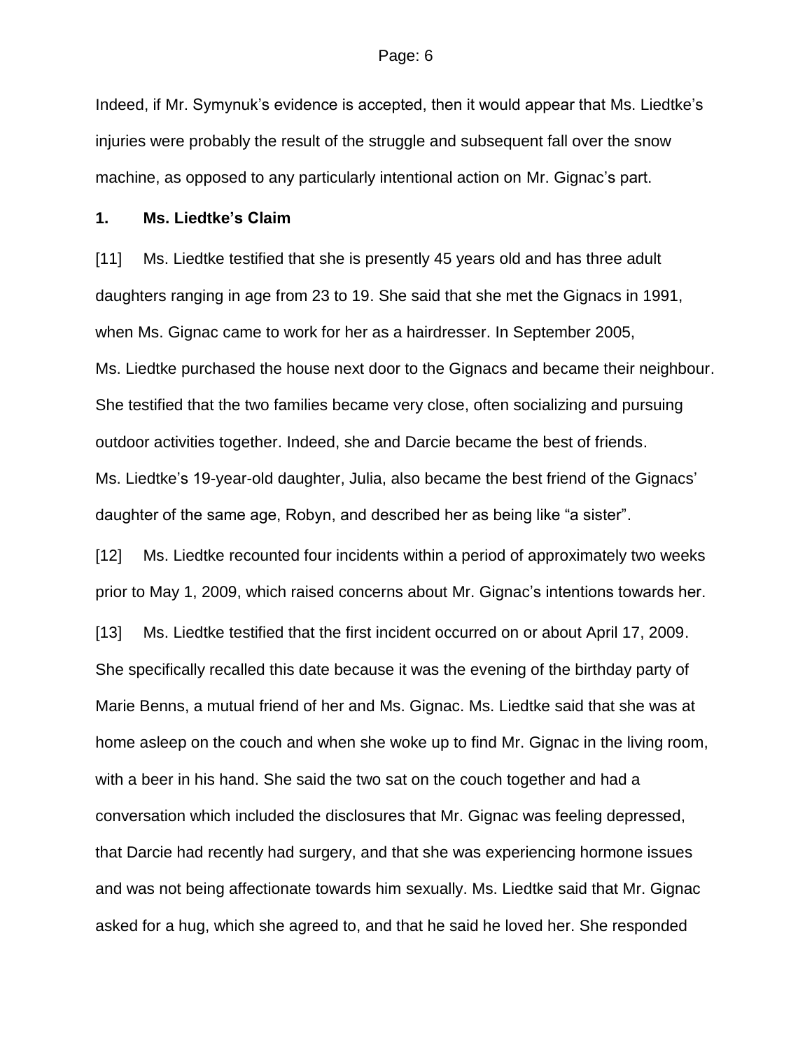Indeed, if Mr. Symynuk's evidence is accepted, then it would appear that Ms. Liedtke's injuries were probably the result of the struggle and subsequent fall over the snow machine, as opposed to any particularly intentional action on Mr. Gignac's part.

## 1. Ms. Liedtke's Claim

[11] Ms. Liedtke testified that she is presently 45 years old and has three adult daughters ranging in age from 23 to 19. She said that she met the Gignacs in 1991, when Ms. Gignac came to work for her as a hairdresser. In September 2005, Ms. Liedtke purchased the house next door to the Gignacs and became their neighbour. She testified that the two families became very close, often socializing and pursuing outdoor activities together. Indeed, she and Darcie became the best of friends. Ms. Liedtke's 19-year-old daughter, Julia, also became the best friend of the Gignacs' daughter of the same age, Robyn, and described her as being like "a sister".

[12] Ms. Liedtke recounted four incidents within a period of approximately two weeks prior to May 1, 2009, which raised concerns about Mr. Gignac's intentions towards her.

[13] Ms. Liedtke testified that the first incident occurred on or about April 17, 2009. She specifically recalled this date because it was the evening of the birthday party of Marie Benns, a mutual friend of her and Ms. Gignac. Ms. Liedtke said that she was at home asleep on the couch and when she woke up to find Mr. Gignac in the living room, with a beer in his hand. She said the two sat on the couch together and had a conversation which included the disclosures that Mr. Gignac was feeling depressed, that Darcie had recently had surgery, and that she was experiencing hormone issues and was not being affectionate towards him sexually. Ms. Liedtke said that Mr. Gignac asked for a hug, which she agreed to, and that he said he loved her. She responded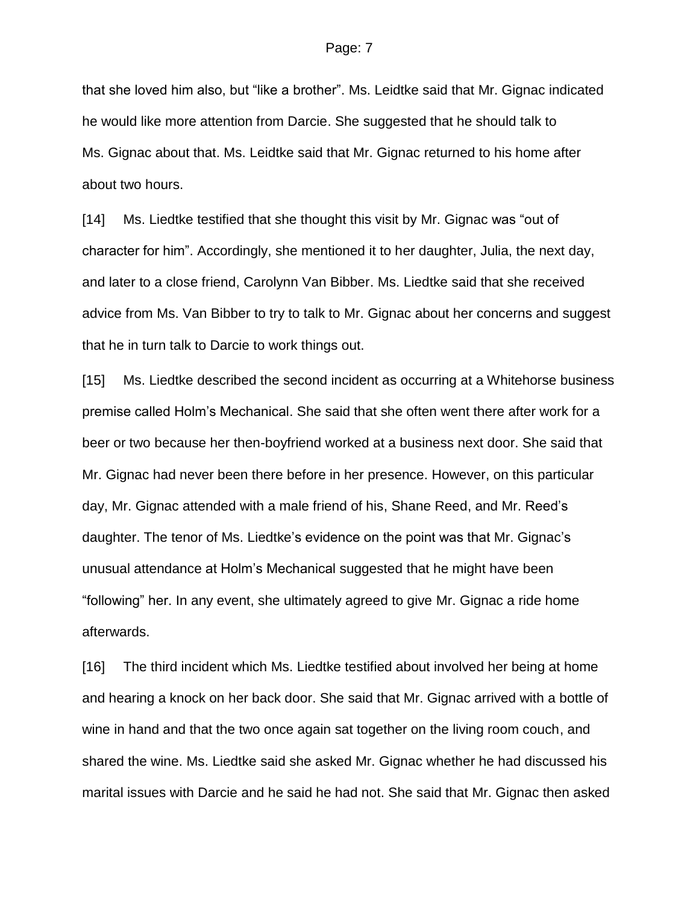that she loved him also, but "like a brother". Ms. Leidtke said that Mr. Gignac indicated he would like more attention from Darcie. She suggested that he should talk to Ms. Gignac about that. Ms. Leidtke said that Mr. Gignac returned to his home after about two hours.

[14] Ms. Liedtke testified that she thought this visit by Mr. Gignac was "out of character for him". Accordingly, she mentioned it to her daughter, Julia, the next day, and later to a close friend, Carolynn Van Bibber. Ms. Liedtke said that she received advice from Ms. Van Bibber to try to talk to Mr. Gignac about her concerns and suggest that he in turn talk to Darcie to work things out.

[15] Ms. Liedtke described the second incident as occurring at a Whitehorse business premise called Holm's Mechanical. She said that she often went there after work for a beer or two because her then-boyfriend worked at a business next door. She said that Mr. Gignac had never been there before in her presence. However, on this particular day, Mr. Gignac attended with a male friend of his, Shane Reed, and Mr. Reed's daughter. The tenor of Ms. Liedtke's evidence on the point was that Mr. Gignac's unusual attendance at Holm's Mechanical suggested that he might have been "following" her. In any event, she ultimately agreed to give Mr. Gignac a ride home afterwards.

[16] The third incident which Ms. Liedtke testified about involved her being at home and hearing a knock on her back door. She said that Mr. Gignac arrived with a bottle of wine in hand and that the two once again sat together on the living room couch, and shared the wine. Ms. Liedtke said she asked Mr. Gignac whether he had discussed his marital issues with Darcie and he said he had not. She said that Mr. Gignac then asked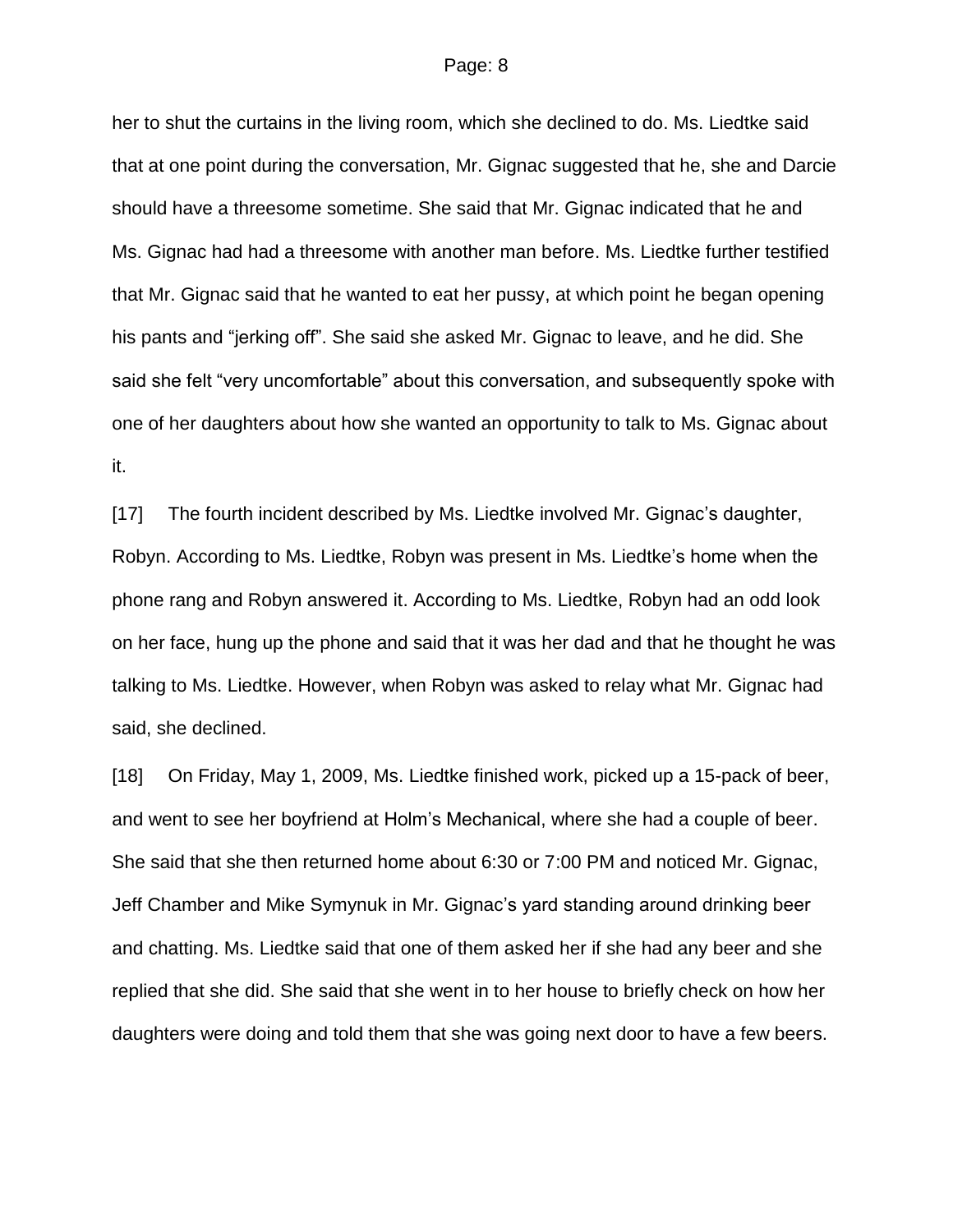her to shut the curtains in the living room, which she declined to do. Ms. Liedtke said that at one point during the conversation, Mr. Gignac suggested that he, she and Darcie should have a threesome sometime. She said that Mr. Gignac indicated that he and Ms. Gignac had had a threesome with another man before. Ms. Liedtke further testified that Mr. Gignac said that he wanted to eat her pussy, at which point he began opening his pants and "jerking off". She said she asked Mr. Gignac to leave, and he did. She said she felt "very uncomfortable" about this conversation, and subsequently spoke with one of her daughters about how she wanted an opportunity to talk to Ms. Gignac about it.

[17] The fourth incident described by Ms. Liedtke involved Mr. Gignac's daughter, Robyn. According to Ms. Liedtke, Robyn was present in Ms. Liedtke's home when the phone rang and Robyn answered it. According to Ms. Liedtke, Robyn had an odd look on her face, hung up the phone and said that it was her dad and that he thought he was talking to Ms. Liedtke. However, when Robyn was asked to relay what Mr. Gignac had said, she declined.

[18] On Friday, May 1, 2009, Ms. Liedtke finished work, picked up a 15-pack of beer, and went to see her boyfriend at Holm's Mechanical, where she had a couple of beer. She said that she then returned home about 6:30 or 7:00 PM and noticed Mr. Gignac, Jeff Chamber and Mike Symynuk in Mr. Gignac's yard standing around drinking beer and chatting. Ms. Liedtke said that one of them asked her if she had any beer and she replied that she did. She said that she went in to her house to briefly check on how her daughters were doing and told them that she was going next door to have a few beers.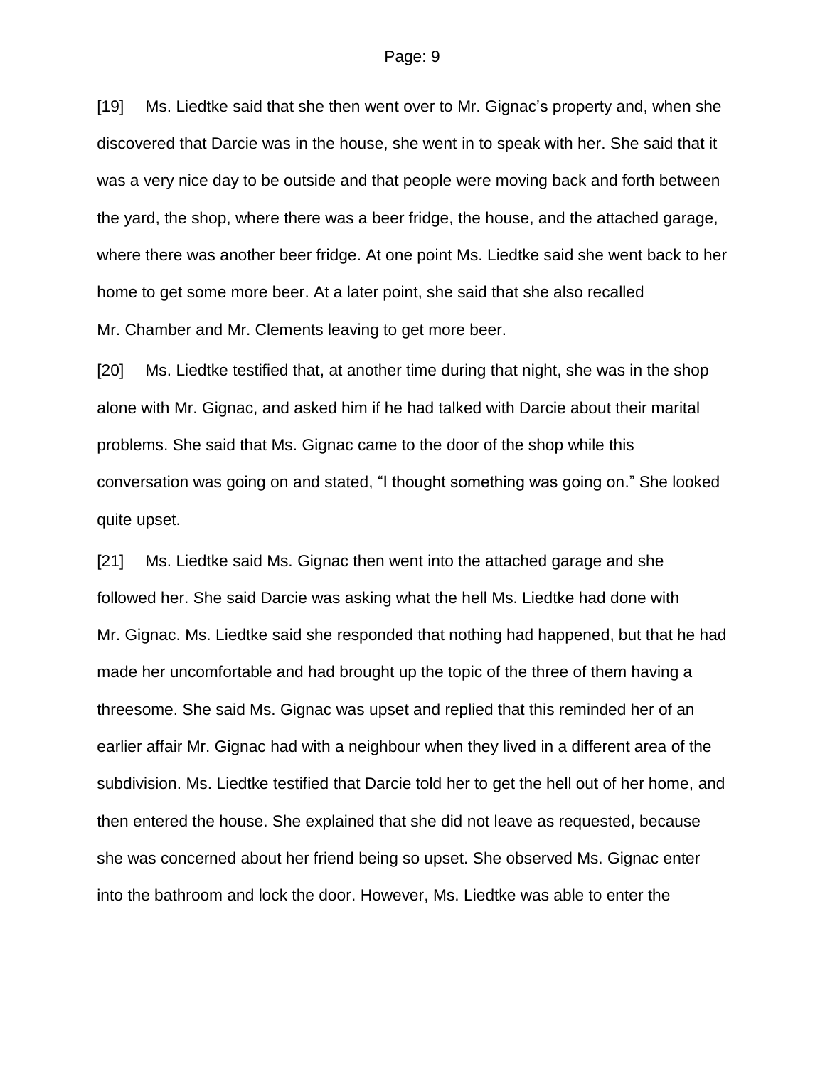[19] Ms. Liedtke said that she then went over to Mr. Gignac's property and, when she discovered that Darcie was in the house, she went in to speak with her. She said that it was a very nice day to be outside and that people were moving back and forth between the yard, the shop, where there was a beer fridge, the house, and the attached garage, where there was another beer fridge. At one point Ms. Liedtke said she went back to her home to get some more beer. At a later point, she said that she also recalled Mr. Chamber and Mr. Clements leaving to get more beer.

[20] Ms. Liedtke testified that, at another time during that night, she was in the shop alone with Mr. Gignac, and asked him if he had talked with Darcie about their marital problems. She said that Ms. Gignac came to the door of the shop while this conversation was going on and stated, "I thought something was going on." She looked quite upset.

[21] Ms. Liedtke said Ms. Gignac then went into the attached garage and she followed her. She said Darcie was asking what the hell Ms. Liedtke had done with Mr. Gignac. Ms. Liedtke said she responded that nothing had happened, but that he had made her uncomfortable and had brought up the topic of the three of them having a threesome. She said Ms. Gignac was upset and replied that this reminded her of an earlier affair Mr. Gignac had with a neighbour when they lived in a different area of the subdivision. Ms. Liedtke testified that Darcie told her to get the hell out of her home, and then entered the house. She explained that she did not leave as requested, because she was concerned about her friend being so upset. She observed Ms. Gignac enter into the bathroom and lock the door. However, Ms. Liedtke was able to enter the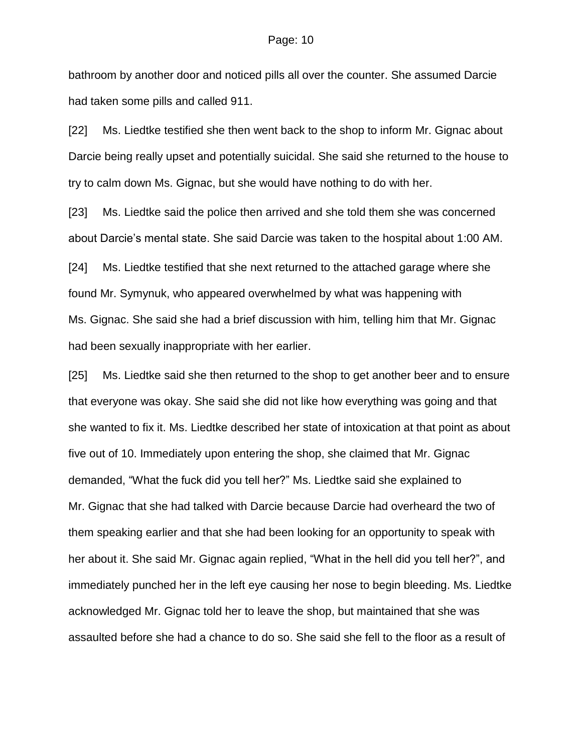bathroom by another door and noticed pills all over the counter. She assumed Darcie had taken some pills and called 911.

[22] Ms. Liedtke testified she then went back to the shop to inform Mr. Gignac about Darcie being really upset and potentially suicidal. She said she returned to the house to try to calm down Ms. Gignac, but she would have nothing to do with her.

[23] Ms. Liedtke said the police then arrived and she told them she was concerned about Darcie's mental state. She said Darcie was taken to the hospital about 1:00 AM.

[24] Ms. Liedtke testified that she next returned to the attached garage where she found Mr. Symynuk, who appeared overwhelmed by what was happening with Ms. Gignac. She said she had a brief discussion with him, telling him that Mr. Gignac had been sexually inappropriate with her earlier.

[25] Ms. Liedtke said she then returned to the shop to get another beer and to ensure that everyone was okay. She said she did not like how everything was going and that she wanted to fix it. Ms. Liedtke described her state of intoxication at that point as about five out of 10. Immediately upon entering the shop, she claimed that Mr. Gignac demanded, "What the fuck did you tell her?" Ms. Liedtke said she explained to Mr. Gignac that she had talked with Darcie because Darcie had overheard the two of them speaking earlier and that she had been looking for an opportunity to speak with her about it. She said Mr. Gignac again replied, "What in the hell did you tell her?", and immediately punched her in the left eye causing her nose to begin bleeding. Ms. Liedtke acknowledged Mr. Gignac told her to leave the shop, but maintained that she was assaulted before she had a chance to do so. She said she fell to the floor as a result of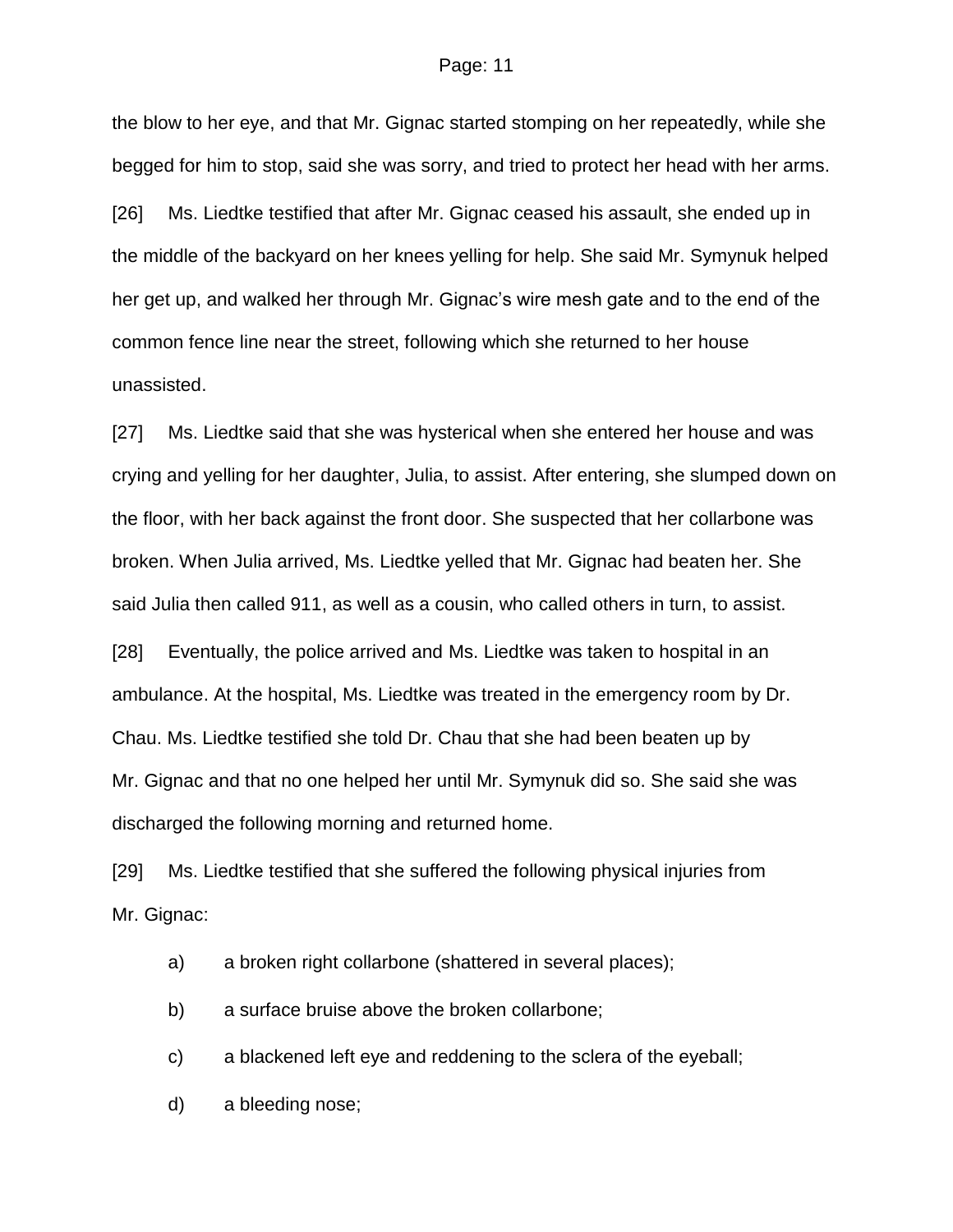the blow to her eye, and that Mr. Gignac started stomping on her repeatedly, while she begged for him to stop, said she was sorry, and tried to protect her head with her arms.

[26] Ms. Liedtke testified that after Mr. Gignac ceased his assault, she ended up in the middle of the backyard on her knees yelling for help. She said Mr. Symynuk helped her get up, and walked her through Mr. Gignac's wire mesh gate and to the end of the common fence line near the street, following which she returned to her house unassisted.

[27] Ms. Liedtke said that she was hysterical when she entered her house and was crying and yelling for her daughter, Julia, to assist. After entering, she slumped down on the floor, with her back against the front door. She suspected that her collarbone was broken. When Julia arrived, Ms. Liedtke yelled that Mr. Gignac had beaten her. She said Julia then called 911, as well as a cousin, who called others in turn, to assist.

[28] Eventually, the police arrived and Ms. Liedtke was taken to hospital in an ambulance. At the hospital, Ms. Liedtke was treated in the emergency room by Dr. Chau. Ms. Liedtke testified she told Dr. Chau that she had been beaten up by Mr. Gignac and that no one helped her until Mr. Symynuk did so. She said she was discharged the following morning and returned home.

[29] Ms. Liedtke testified that she suffered the following physical injuries from Mr. Gignac:

a) a broken right collarbone (shattered in several places);

b) a surface bruise above the broken collarbone;

c) a blackened left eye and reddening to the sclera of the eyeball;

d) a bleeding nose;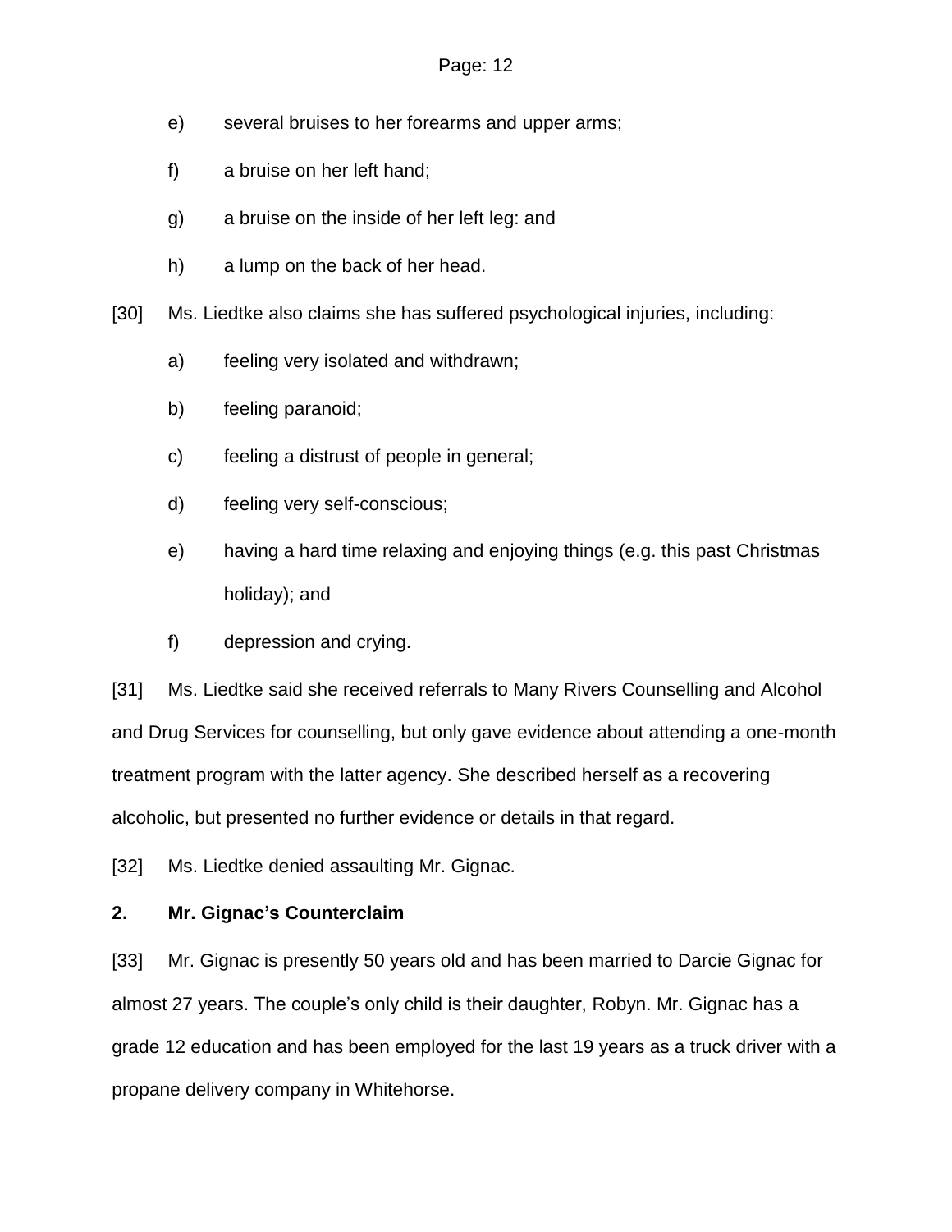e) several bruises to her forearms and upper arms;

f) a bruise on her left hand;

g) a bruise on the inside of her left leg: and

h) a lump on the back of her head.

[30] Ms. Liedtke also claims she has suffered psychological injuries, including:

a) feeling very isolated and withdrawn;

b) feeling paranoid;

c) feeling a distrust of people in general;

d) feeling very self-conscious;

e) having a hard time relaxing and enjoying things (e.g. this past Christmas holiday); and

f) depression and crying.

[31] Ms. Liedtke said she received referrals to Many Rivers Counselling and Alcohol and Drug Services for counselling, but only gave evidence about attending a one-month treatment program with the latter agency. She described herself as a recovering alcoholic, but presented no further evidence or details in that regard.

[32] Ms. Liedtke denied assaulting Mr. Gignac.

**2. Mr. Gignac's Counterclaim**

[33] Mr. Gignac is presently 50 years old and has been married to Darcie Gignac for almost 27 years. The couple's only child is their daughter, Robyn. Mr. Gignac has a grade 12 education and has been employed for the last 19 years as a truck driver with a propane delivery company in Whitehorse.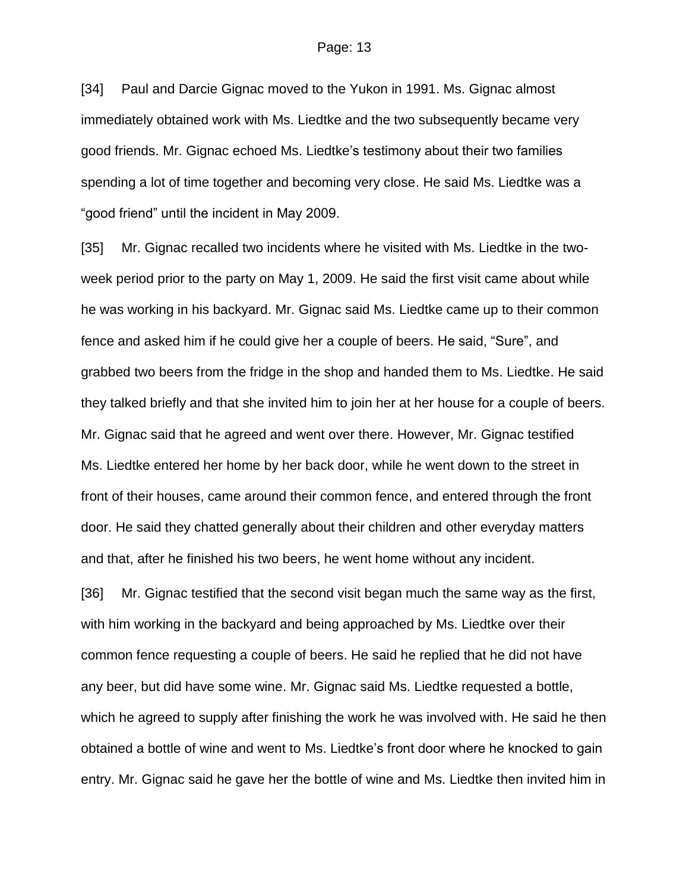[34] Paul and Darcie Gignac moved to the Yukon in 1991. Ms. Gignac almost immediately obtained work with Ms. Liedtke and the two subsequently became very good friends. Mr. Gignac echoed Ms. Liedtke's testimony about their two families spending a lot of time together and becoming very close. He said Ms. Liedtke was a "good friend" until the incident in May 2009.

[35] Mr. Gignac recalled two incidents where he visited with Ms. Liedtke in the two-week period prior to the party on May 1, 2009. He said the first visit came about while he was working in his backyard. Mr. Gignac said Ms. Liedtke came up to their common fence and asked him if he could give her a couple of beers. He said, "Sure", and grabbed two beers from the fridge in the shop and handed them to Ms. Liedtke. He said they talked briefly and that she invited him to join her at her house for a couple of beers. Mr. Gignac said that he agreed and went over there. However, Mr. Gignac testified Ms. Liedtke entered her home by her back door, while he went down to the street in front of their houses, came around their common fence, and entered through the front door. He said they chatted generally about their children and other everyday matters and that, after he finished his two beers, he went home without any incident.

[36] Mr. Gignac testified that the second visit began much the same way as the first, with him working in the backyard and being approached by Ms. Liedtke over their common fence requesting a couple of beers. He said he replied that he did not have any beer, but did have some wine. Mr. Gignac said Ms. Liedtke requested a bottle, which he agreed to supply after finishing the work he was involved with. He said he then obtained a bottle of wine and went to Ms. Liedtke's front door where he knocked to gain entry. Mr. Gignac said he gave her the bottle of wine and Ms. Liedtke then invited him in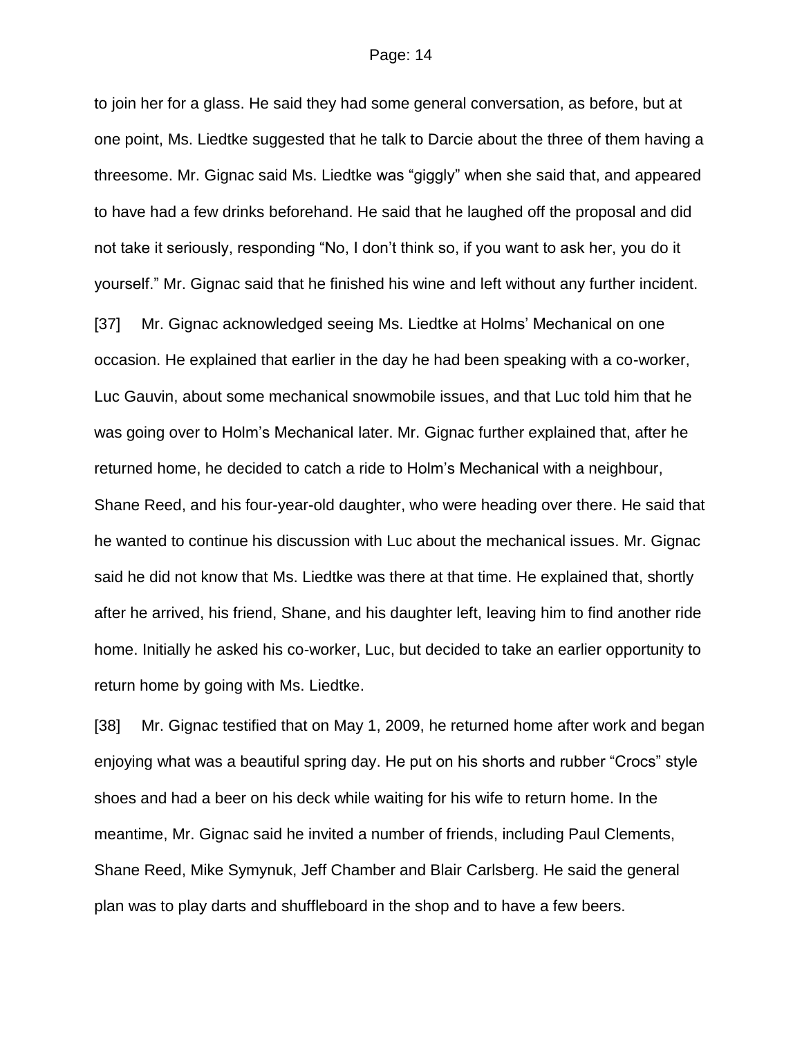to join her for a glass. He said they had some general conversation, as before, but at one point, Ms. Liedtke suggested that he talk to Darcie about the three of them having a threesome. Mr. Gignac said Ms. Liedtke was "giggly" when she said that, and appeared to have had a few drinks beforehand. He said that he laughed off the proposal and did not take it seriously, responding "No, I don't think so, if you want to ask her, you do it yourself." Mr. Gignac said that he finished his wine and left without any further incident.

[37] Mr. Gignac acknowledged seeing Ms. Liedtke at Holms' Mechanical on one occasion. He explained that earlier in the day he had been speaking with a co-worker, Luc Gauvin, about some mechanical snowmobile issues, and that Luc told him that he was going over to Holm's Mechanical later. Mr. Gignac further explained that, after he returned home, he decided to catch a ride to Holm's Mechanical with a neighbour, Shane Reed, and his four-year-old daughter, who were heading over there. He said that he wanted to continue his discussion with Luc about the mechanical issues. Mr. Gignac said he did not know that Ms. Liedtke was there at that time. He explained that, shortly after he arrived, his friend, Shane, and his daughter left, leaving him to find another ride home. Initially he asked his co-worker, Luc, but decided to take an earlier opportunity to return home by going with Ms. Liedtke.

[38] Mr. Gignac testified that on May 1, 2009, he returned home after work and began enjoying what was a beautiful spring day. He put on his shorts and rubber "Crocs" style shoes and had a beer on his deck while waiting for his wife to return home. In the meantime, Mr. Gignac said he invited a number of friends, including Paul Clements, Shane Reed, Mike Symynuk, Jeff Chamber and Blair Carlsberg. He said the general plan was to play darts and shuffleboard in the shop and to have a few beers.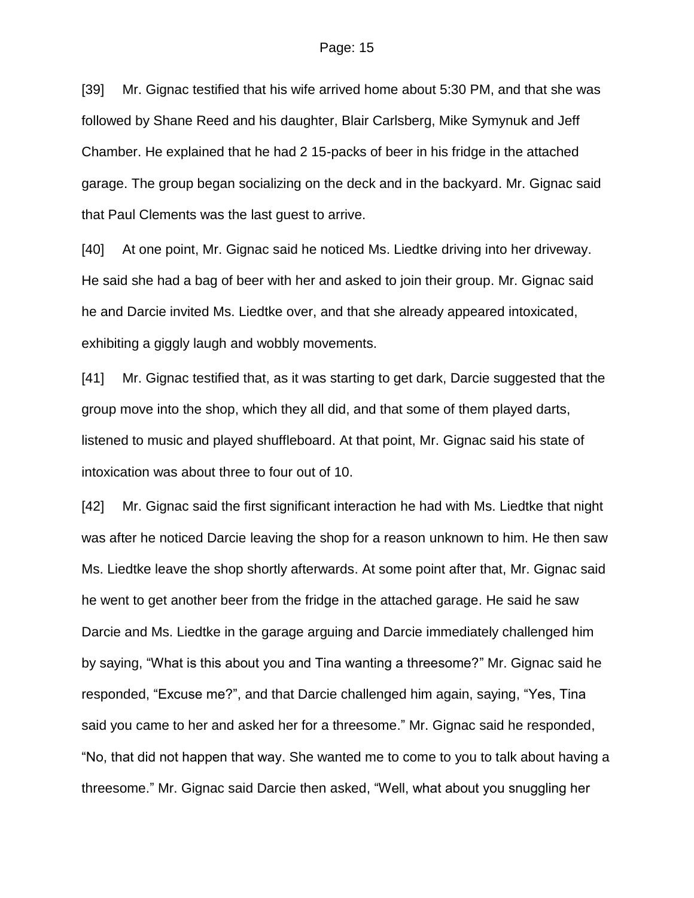[39] Mr. Gignac testified that his wife arrived home about 5:30 PM, and that she was followed by Shane Reed and his daughter, Blair Carlsberg, Mike Symynuk and Jeff Chamber. He explained that he had 2 15-packs of beer in his fridge in the attached garage. The group began socializing on the deck and in the backyard. Mr. Gignac said that Paul Clements was the last guest to arrive.

[40] At one point, Mr. Gignac said he noticed Ms. Liedtke driving into her driveway. He said she had a bag of beer with her and asked to join their group. Mr. Gignac said he and Darcie invited Ms. Liedtke over, and that she already appeared intoxicated, exhibiting a giggly laugh and wobbly movements.

[41] Mr. Gignac testified that, as it was starting to get dark, Darcie suggested that the group move into the shop, which they all did, and that some of them played darts, listened to music and played shuffleboard. At that point, Mr. Gignac said his state of intoxication was about three to four out of 10.

[42] Mr. Gignac said the first significant interaction he had with Ms. Liedtke that night was after he noticed Darcie leaving the shop for a reason unknown to him. He then saw Ms. Liedtke leave the shop shortly afterwards. At some point after that, Mr. Gignac said he went to get another beer from the fridge in the attached garage. He said he saw Darcie and Ms. Liedtke in the garage arguing and Darcie immediately challenged him by saying, "What is this about you and Tina wanting a threesome?" Mr. Gignac said he responded, "Excuse me?", and that Darcie challenged him again, saying, "Yes, Tina said you came to her and asked her for a threesome." Mr. Gignac said he responded, "No, that did not happen that way. She wanted me to come to you to talk about having a threesome." Mr. Gignac said Darcie then asked, "Well, what about you snuggling her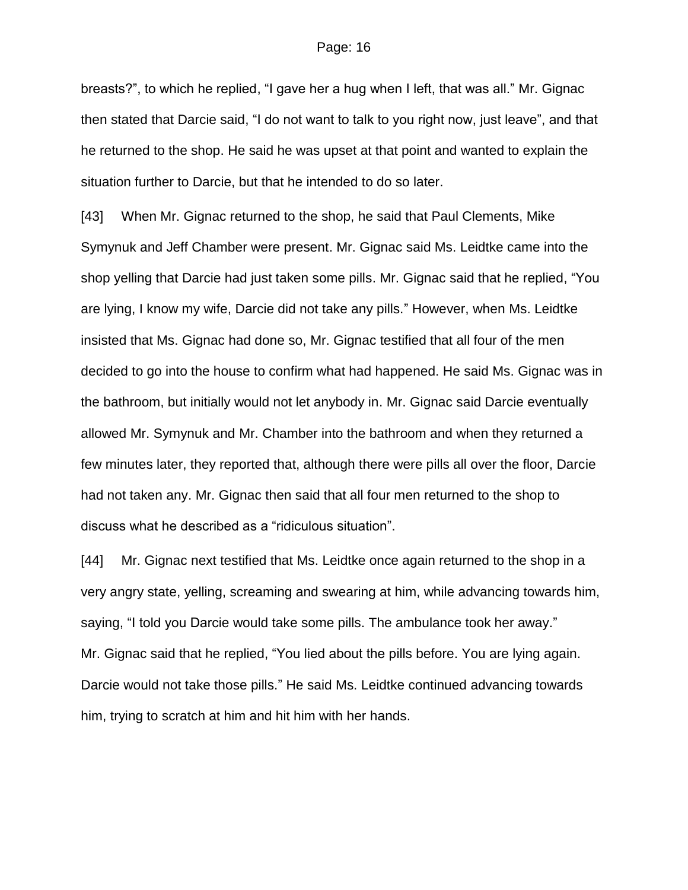breasts?", to which he replied, "I gave her a hug when I left, that was all." Mr. Gignac then stated that Darcie said, "I do not want to talk to you right now, just leave", and that he returned to the shop. He said he was upset at that point and wanted to explain the situation further to Darcie, but that he intended to do so later.

[43] When Mr. Gignac returned to the shop, he said that Paul Clements, Mike Symynuk and Jeff Chamber were present. Mr. Gignac said Ms. Leidtke came into the shop yelling that Darcie had just taken some pills. Mr. Gignac said that he replied, "You are lying, I know my wife, Darcie did not take any pills." However, when Ms. Leidtke insisted that Ms. Gignac had done so, Mr. Gignac testified that all four of the men decided to go into the house to confirm what had happened. He said Ms. Gignac was in the bathroom, but initially would not let anybody in. Mr. Gignac said Darcie eventually allowed Mr. Symynuk and Mr. Chamber into the bathroom and when they returned a few minutes later, they reported that, although there were pills all over the floor, Darcie had not taken any. Mr. Gignac then said that all four men returned to the shop to discuss what he described as a "ridiculous situation".

[44] Mr. Gignac next testified that Ms. Leidtke once again returned to the shop in a very angry state, yelling, screaming and swearing at him, while advancing towards him, saying, "I told you Darcie would take some pills. The ambulance took her away." Mr. Gignac said that he replied, "You lied about the pills before. You are lying again. Darcie would not take those pills." He said Ms. Leidtke continued advancing towards him, trying to scratch at him and hit him with her hands.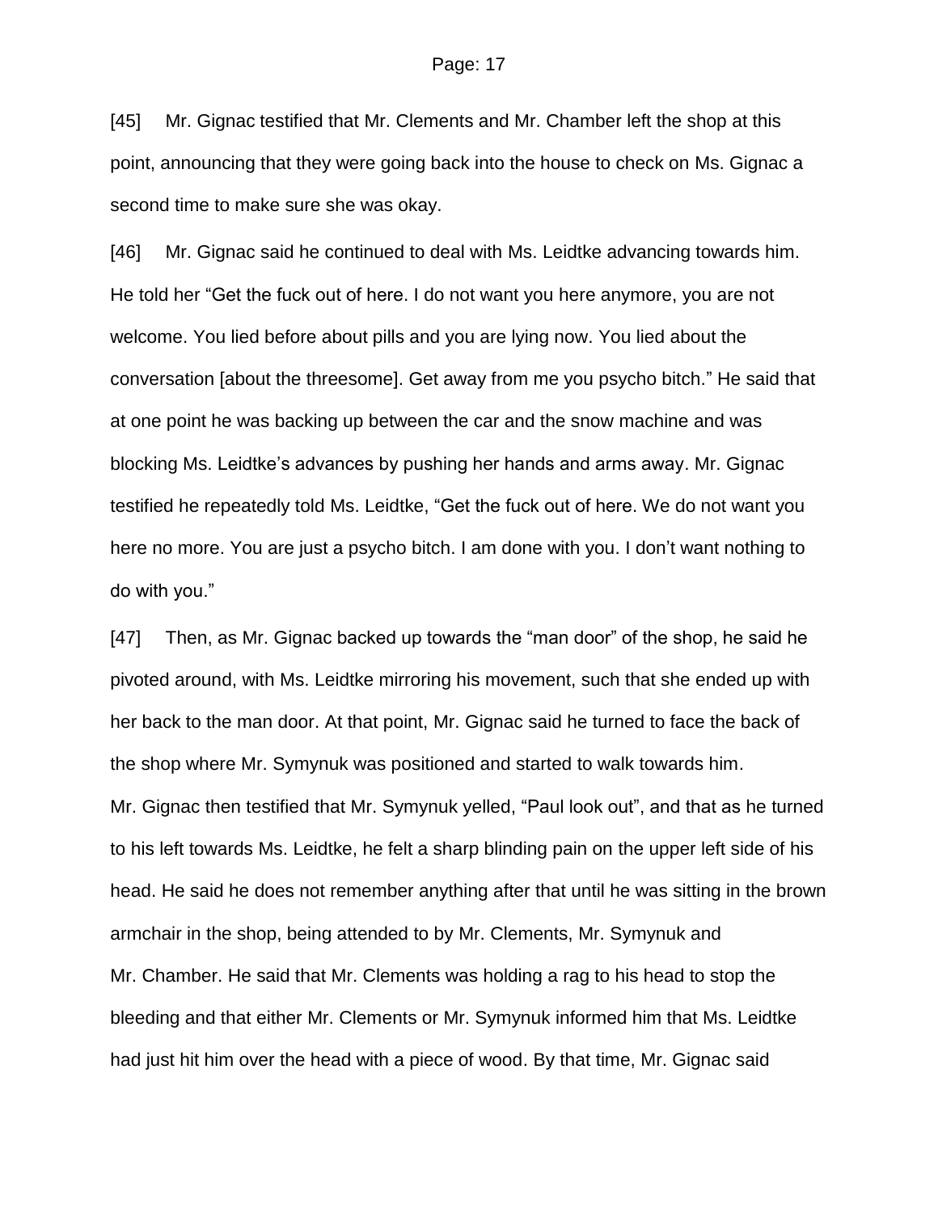[45] Mr. Gignac testified that Mr. Clements and Mr. Chamber left the shop at this point, announcing that they were going back into the house to check on Ms. Gignac a second time to make sure she was okay.

[46] Mr. Gignac said he continued to deal with Ms. Leidtke advancing towards him. He told her "Get the fuck out of here. I do not want you here anymore, you are not welcome. You lied before about pills and you are lying now. You lied about the conversation [about the threesome]. Get away from me you psycho bitch." He said that at one point he was backing up between the car and the snow machine and was blocking Ms. Leidtke's advances by pushing her hands and arms away. Mr. Gignac testified he repeatedly told Ms. Leidtke, "Get the fuck out of here. We do not want you here no more. You are just a psycho bitch. I am done with you. I don't want nothing to do with you."

[47] Then, as Mr. Gignac backed up towards the "man door" of the shop, he said he pivoted around, with Ms. Leidtke mirroring his movement, such that she ended up with her back to the man door. At that point, Mr. Gignac said he turned to face the back of the shop where Mr. Symynuk was positioned and started to walk towards him. Mr. Gignac then testified that Mr. Symynuk yelled, "Paul look out", and that as he turned to his left towards Ms. Leidtke, he felt a sharp blinding pain on the upper left side of his head. He said he does not remember anything after that until he was sitting in the brown armchair in the shop, being attended to by Mr. Clements, Mr. Symynuk and Mr. Chamber. He said that Mr. Clements was holding a rag to his head to stop the bleeding and that either Mr. Clements or Mr. Symynuk informed him that Ms. Leidtke had just hit him over the head with a piece of wood. By that time, Mr. Gignac said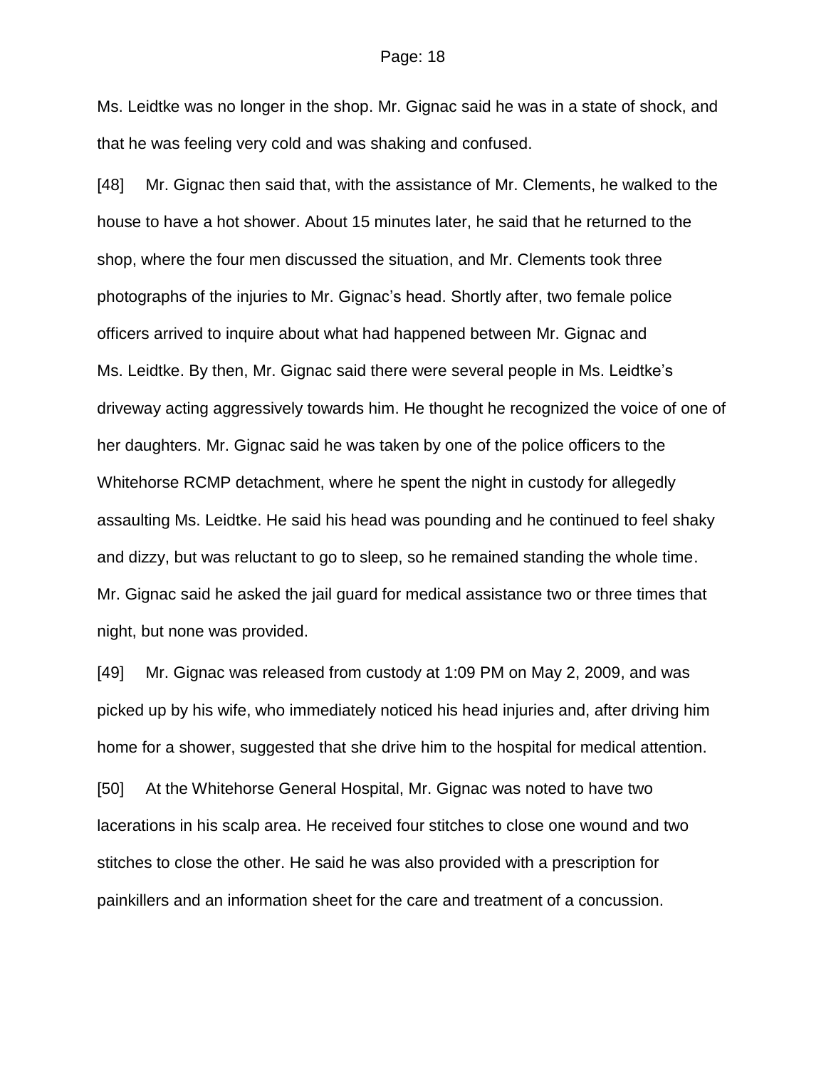Ms. Leidtke was no longer in the shop. Mr. Gignac said he was in a state of shock, and that he was feeling very cold and was shaking and confused.

[48] Mr. Gignac then said that, with the assistance of Mr. Clements, he walked to the house to have a hot shower. About 15 minutes later, he said that he returned to the shop, where the four men discussed the situation, and Mr. Clements took three photographs of the injuries to Mr. Gignac's head. Shortly after, two female police officers arrived to inquire about what had happened between Mr. Gignac and Ms. Leidtke. By then, Mr. Gignac said there were several people in Ms. Leidtke's driveway acting aggressively towards him. He thought he recognized the voice of one of her daughters. Mr. Gignac said he was taken by one of the police officers to the Whitehorse RCMP detachment, where he spent the night in custody for allegedly assaulting Ms. Leidtke. He said his head was pounding and he continued to feel shaky and dizzy, but was reluctant to go to sleep, so he remained standing the whole time. Mr. Gignac said he asked the jail guard for medical assistance two or three times that night, but none was provided.

[49] Mr. Gignac was released from custody at 1:09 PM on May 2, 2009, and was picked up by his wife, who immediately noticed his head injuries and, after driving him home for a shower, suggested that she drive him to the hospital for medical attention.

[50] At the Whitehorse General Hospital, Mr. Gignac was noted to have two lacerations in his scalp area. He received four stitches to close one wound and two stitches to close the other. He said he was also provided with a prescription for painkillers and an information sheet for the care and treatment of a concussion.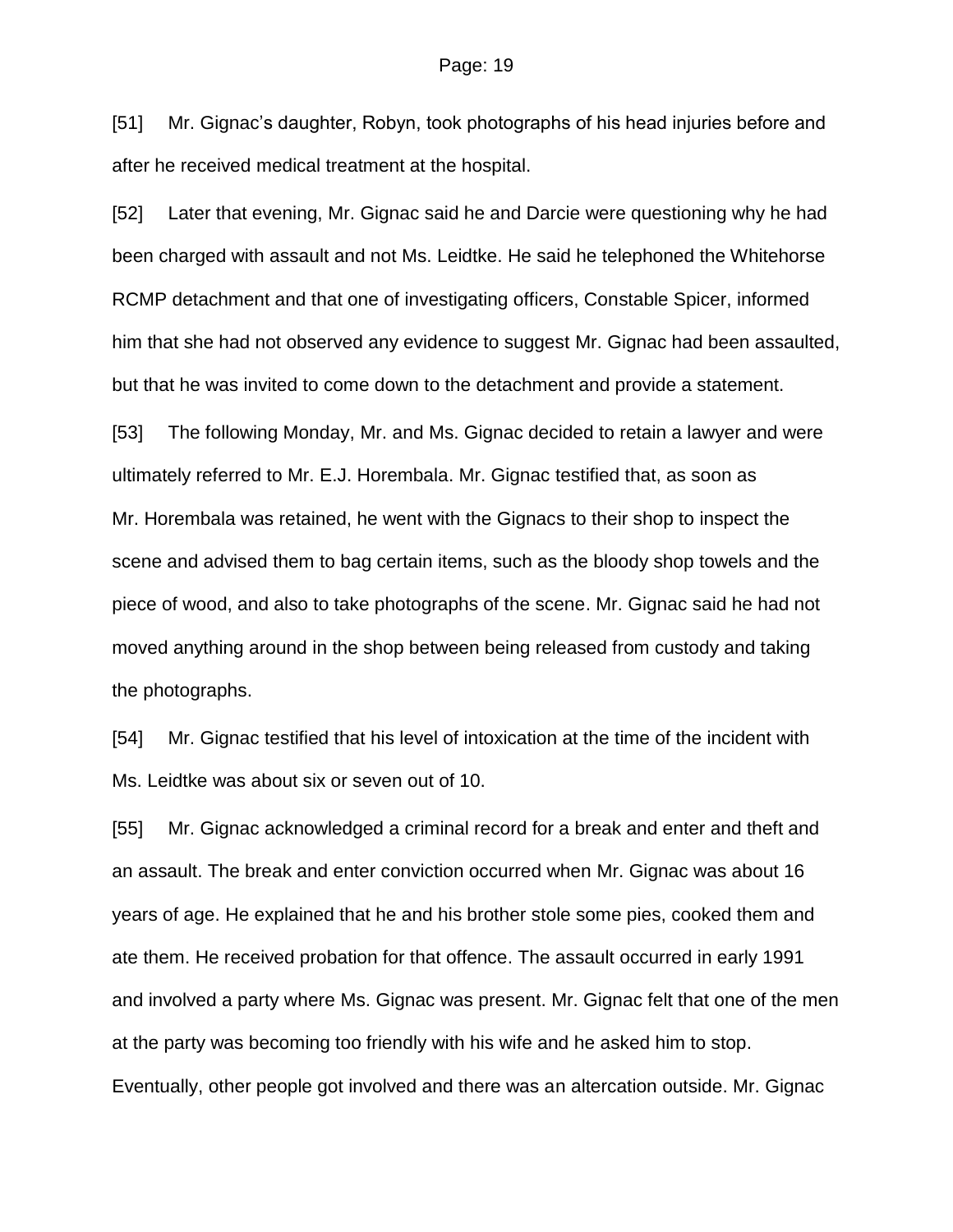[51] Mr. Gignac's daughter, Robyn, took photographs of his head injuries before and after he received medical treatment at the hospital.

[52] Later that evening, Mr. Gignac said he and Darcie were questioning why he had been charged with assault and not Ms. Leidtke. He said he telephoned the Whitehorse RCMP detachment and that one of investigating officers, Constable Spicer, informed him that she had not observed any evidence to suggest Mr. Gignac had been assaulted, but that he was invited to come down to the detachment and provide a statement.

[53] The following Monday, Mr. and Ms. Gignac decided to retain a lawyer and were ultimately referred to Mr. E.J. Horembala. Mr. Gignac testified that, as soon as Mr. Horembala was retained, he went with the Gignacs to their shop to inspect the scene and advised them to bag certain items, such as the bloody shop towels and the piece of wood, and also to take photographs of the scene. Mr. Gignac said he had not moved anything around in the shop between being released from custody and taking the photographs.

[54] Mr. Gignac testified that his level of intoxication at the time of the incident with Ms. Leidtke was about six or seven out of 10.

[55] Mr. Gignac acknowledged a criminal record for a break and enter and theft and an assault. The break and enter conviction occurred when Mr. Gignac was about 16 years of age. He explained that he and his brother stole some pies, cooked them and ate them. He received probation for that offence. The assault occurred in early 1991 and involved a party where Ms. Gignac was present. Mr. Gignac felt that one of the men at the party was becoming too friendly with his wife and he asked him to stop. Eventually, other people got involved and there was an altercation outside. Mr. Gignac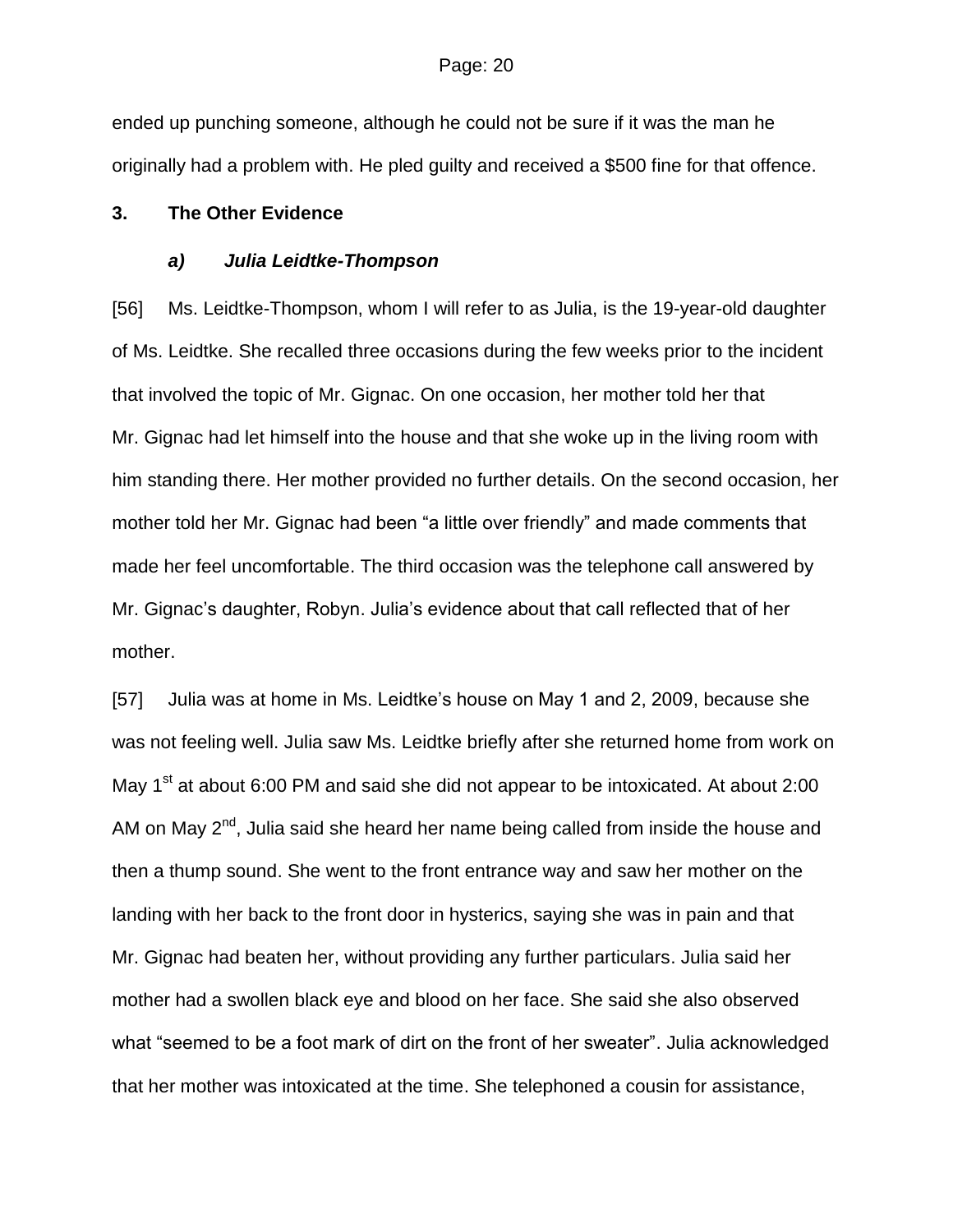ended up punching someone, although he could not be sure if it was the man he originally had a problem with. He pled guilty and received a $500 fine for that offence.

## 3. The Other Evidence

### *a) Julia Leidtke-Thompson*

[56] Ms. Leidtke-Thompson, whom I will refer to as Julia, is the 19-year-old daughter of Ms. Leidtke. She recalled three occasions during the few weeks prior to the incident that involved the topic of Mr. Gignac. On one occasion, her mother told her that Mr. Gignac had let himself into the house and that she woke up in the living room with him standing there. Her mother provided no further details. On the second occasion, her mother told her Mr. Gignac had been "a little over friendly" and made comments that made her feel uncomfortable. The third occasion was the telephone call answered by Mr. Gignac's daughter, Robyn. Julia's evidence about that call reflected that of her mother.

[57] Julia was at home in Ms. Leidtke's house on May 1 and 2, 2009, because she was not feeling well. Julia saw Ms. Leidtke briefly after she returned home from work on May 1st at about 6:00 PM and said she did not appear to be intoxicated. At about 2:00 AM on May 2nd, Julia said she heard her name being called from inside the house and then a thump sound. She went to the front entrance way and saw her mother on the landing with her back to the front door in hysterics, saying she was in pain and that Mr. Gignac had beaten her, without providing any further particulars. Julia said her mother had a swollen black eye and blood on her face. She said she also observed what "seemed to be a foot mark of dirt on the front of her sweater". Julia acknowledged that her mother was intoxicated at the time. She telephoned a cousin for assistance,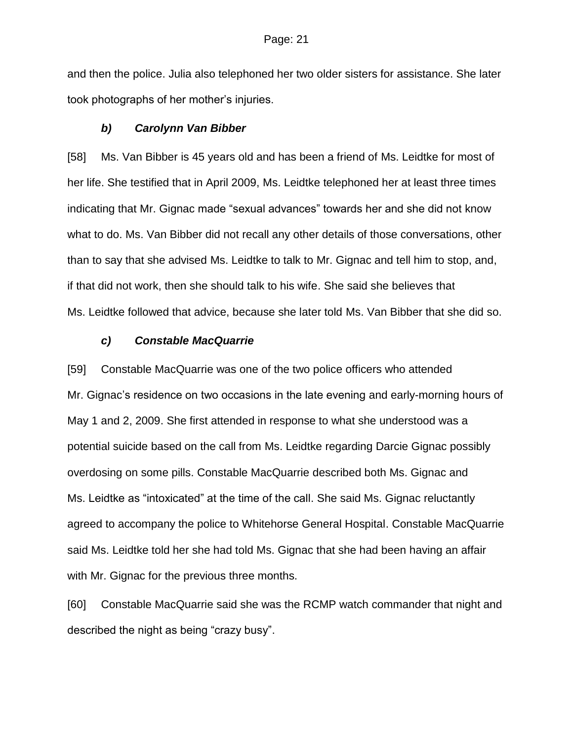and then the police. Julia also telephoned her two older sisters for assistance. She later took photographs of her mother's injuries.

### *b) Carolynn Van Bibber*

[58] Ms. Van Bibber is 45 years old and has been a friend of Ms. Leidtke for most of her life. She testified that in April 2009, Ms. Leidtke telephoned her at least three times indicating that Mr. Gignac made "sexual advances" towards her and she did not know what to do. Ms. Van Bibber did not recall any other details of those conversations, other than to say that she advised Ms. Leidtke to talk to Mr. Gignac and tell him to stop, and, if that did not work, then she should talk to his wife. She said she believes that Ms. Leidtke followed that advice, because she later told Ms. Van Bibber that she did so.

### *c) Constable MacQuarrie*

[59] Constable MacQuarrie was one of the two police officers who attended Mr. Gignac's residence on two occasions in the late evening and early-morning hours of May 1 and 2, 2009. She first attended in response to what she understood was a potential suicide based on the call from Ms. Leidtke regarding Darcie Gignac possibly overdosing on some pills. Constable MacQuarrie described both Ms. Gignac and Ms. Leidtke as "intoxicated" at the time of the call. She said Ms. Gignac reluctantly agreed to accompany the police to Whitehorse General Hospital. Constable MacQuarrie said Ms. Leidtke told her she had told Ms. Gignac that she had been having an affair with Mr. Gignac for the previous three months.

[60] Constable MacQuarrie said she was the RCMP watch commander that night and described the night as being "crazy busy".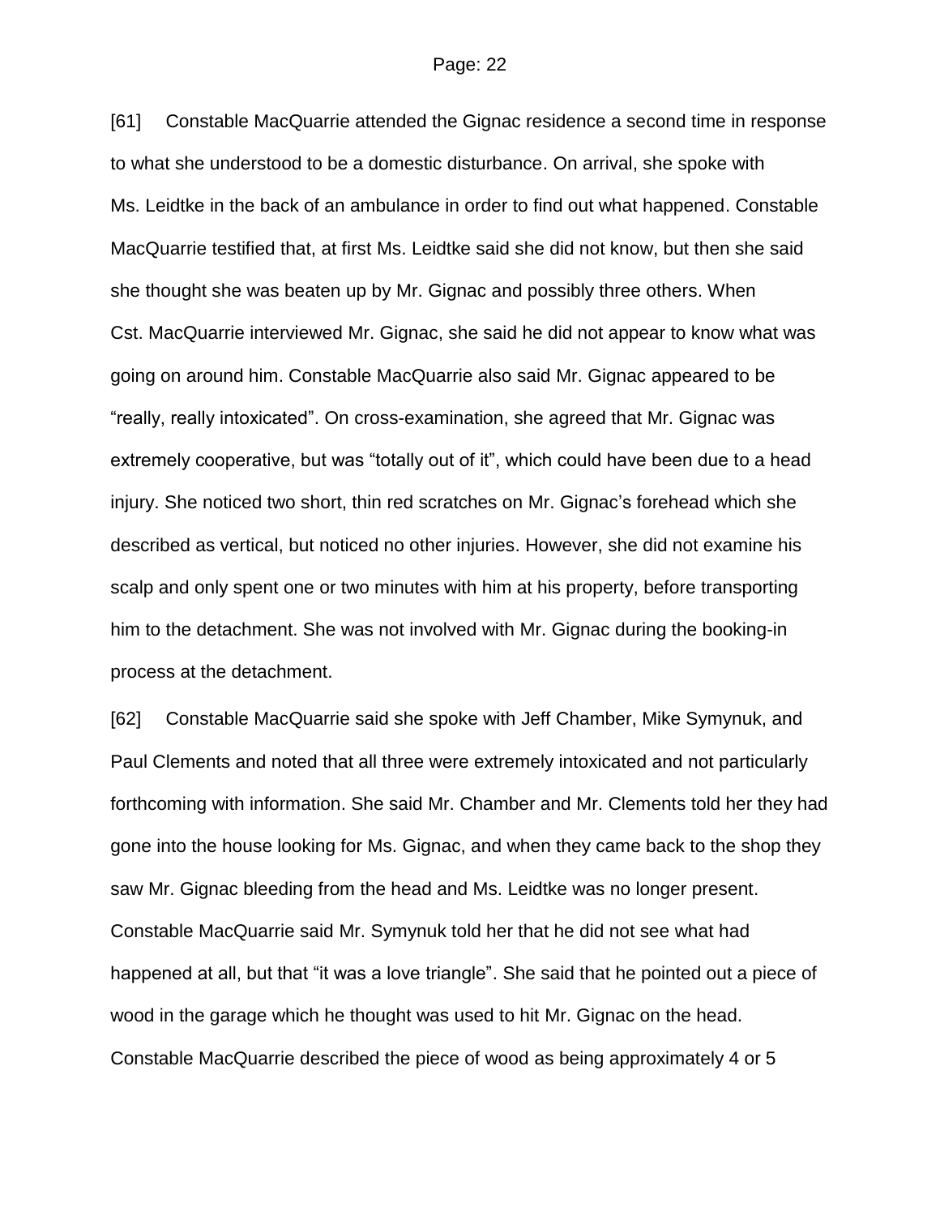[61] Constable MacQuarrie attended the Gignac residence a second time in response to what she understood to be a domestic disturbance. On arrival, she spoke with Ms. Leidtke in the back of an ambulance in order to find out what happened. Constable MacQuarrie testified that, at first Ms. Leidtke said she did not know, but then she said she thought she was beaten up by Mr. Gignac and possibly three others. When Cst. MacQuarrie interviewed Mr. Gignac, she said he did not appear to know what was going on around him. Constable MacQuarrie also said Mr. Gignac appeared to be "really, really intoxicated". On cross-examination, she agreed that Mr. Gignac was extremely cooperative, but was "totally out of it", which could have been due to a head injury. She noticed two short, thin red scratches on Mr. Gignac's forehead which she described as vertical, but noticed no other injuries. However, she did not examine his scalp and only spent one or two minutes with him at his property, before transporting him to the detachment. She was not involved with Mr. Gignac during the booking-in process at the detachment.

[62] Constable MacQuarrie said she spoke with Jeff Chamber, Mike Symynuk, and Paul Clements and noted that all three were extremely intoxicated and not particularly forthcoming with information. She said Mr. Chamber and Mr. Clements told her they had gone into the house looking for Ms. Gignac, and when they came back to the shop they saw Mr. Gignac bleeding from the head and Ms. Leidtke was no longer present. Constable MacQuarrie said Mr. Symynuk told her that he did not see what had happened at all, but that "it was a love triangle". She said that he pointed out a piece of wood in the garage which he thought was used to hit Mr. Gignac on the head. Constable MacQuarrie described the piece of wood as being approximately 4 or 5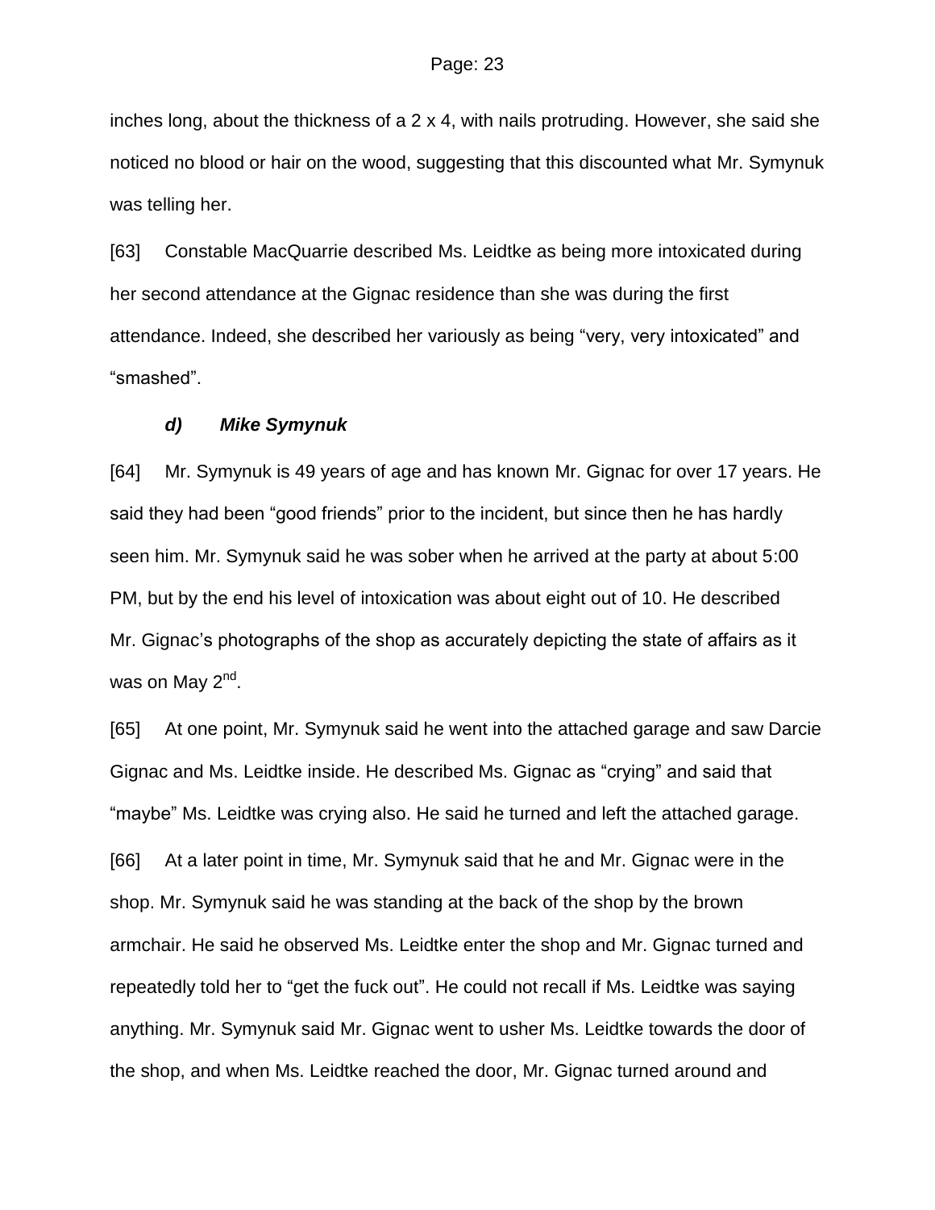inches long, about the thickness of a 2 x 4, with nails protruding. However, she said she noticed no blood or hair on the wood, suggesting that this discounted what Mr. Symynuk was telling her.

[63] Constable MacQuarrie described Ms. Leidtke as being more intoxicated during her second attendance at the Gignac residence than she was during the first attendance. Indeed, she described her variously as being "very, very intoxicated" and "smashed".

### *d) Mike Symynuk*

[64] Mr. Symynuk is 49 years of age and has known Mr. Gignac for over 17 years. He said they had been "good friends" prior to the incident, but since then he has hardly seen him. Mr. Symynuk said he was sober when he arrived at the party at about 5:00 PM, but by the end his level of intoxication was about eight out of 10. He described Mr. Gignac's photographs of the shop as accurately depicting the state of affairs as it was on May 2nd.

[65] At one point, Mr. Symynuk said he went into the attached garage and saw Darcie Gignac and Ms. Leidtke inside. He described Ms. Gignac as "crying" and said that "maybe" Ms. Leidtke was crying also. He said he turned and left the attached garage.

[66] At a later point in time, Mr. Symynuk said that he and Mr. Gignac were in the shop. Mr. Symynuk said he was standing at the back of the shop by the brown armchair. He said he observed Ms. Leidtke enter the shop and Mr. Gignac turned and repeatedly told her to "get the fuck out". He could not recall if Ms. Leidtke was saying anything. Mr. Symynuk said Mr. Gignac went to usher Ms. Leidtke towards the door of the shop, and when Ms. Leidtke reached the door, Mr. Gignac turned around and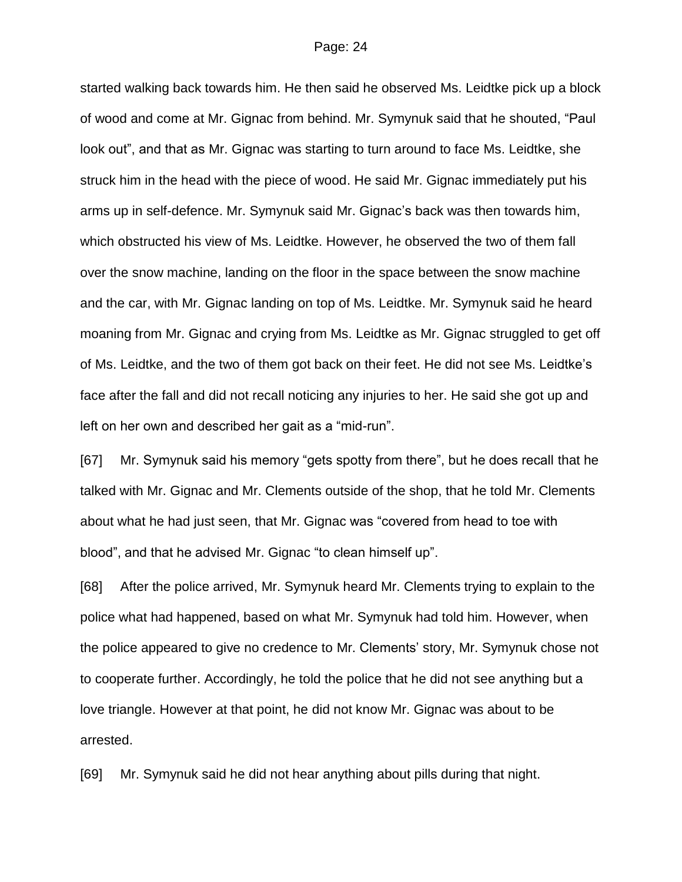started walking back towards him. He then said he observed Ms. Leidtke pick up a block of wood and come at Mr. Gignac from behind. Mr. Symynuk said that he shouted, "Paul look out", and that as Mr. Gignac was starting to turn around to face Ms. Leidtke, she struck him in the head with the piece of wood. He said Mr. Gignac immediately put his arms up in self-defence. Mr. Symynuk said Mr. Gignac's back was then towards him, which obstructed his view of Ms. Leidtke. However, he observed the two of them fall over the snow machine, landing on the floor in the space between the snow machine and the car, with Mr. Gignac landing on top of Ms. Leidtke. Mr. Symynuk said he heard moaning from Mr. Gignac and crying from Ms. Leidtke as Mr. Gignac struggled to get off of Ms. Leidtke, and the two of them got back on their feet. He did not see Ms. Leidtke's face after the fall and did not recall noticing any injuries to her. He said she got up and left on her own and described her gait as a "mid-run".

[67] Mr. Symynuk said his memory "gets spotty from there", but he does recall that he talked with Mr. Gignac and Mr. Clements outside of the shop, that he told Mr. Clements about what he had just seen, that Mr. Gignac was "covered from head to toe with blood", and that he advised Mr. Gignac "to clean himself up".

[68] After the police arrived, Mr. Symynuk heard Mr. Clements trying to explain to the police what had happened, based on what Mr. Symynuk had told him. However, when the police appeared to give no credence to Mr. Clements' story, Mr. Symynuk chose not to cooperate further. Accordingly, he told the police that he did not see anything but a love triangle. However at that point, he did not know Mr. Gignac was about to be arrested.

[69] Mr. Symynuk said he did not hear anything about pills during that night.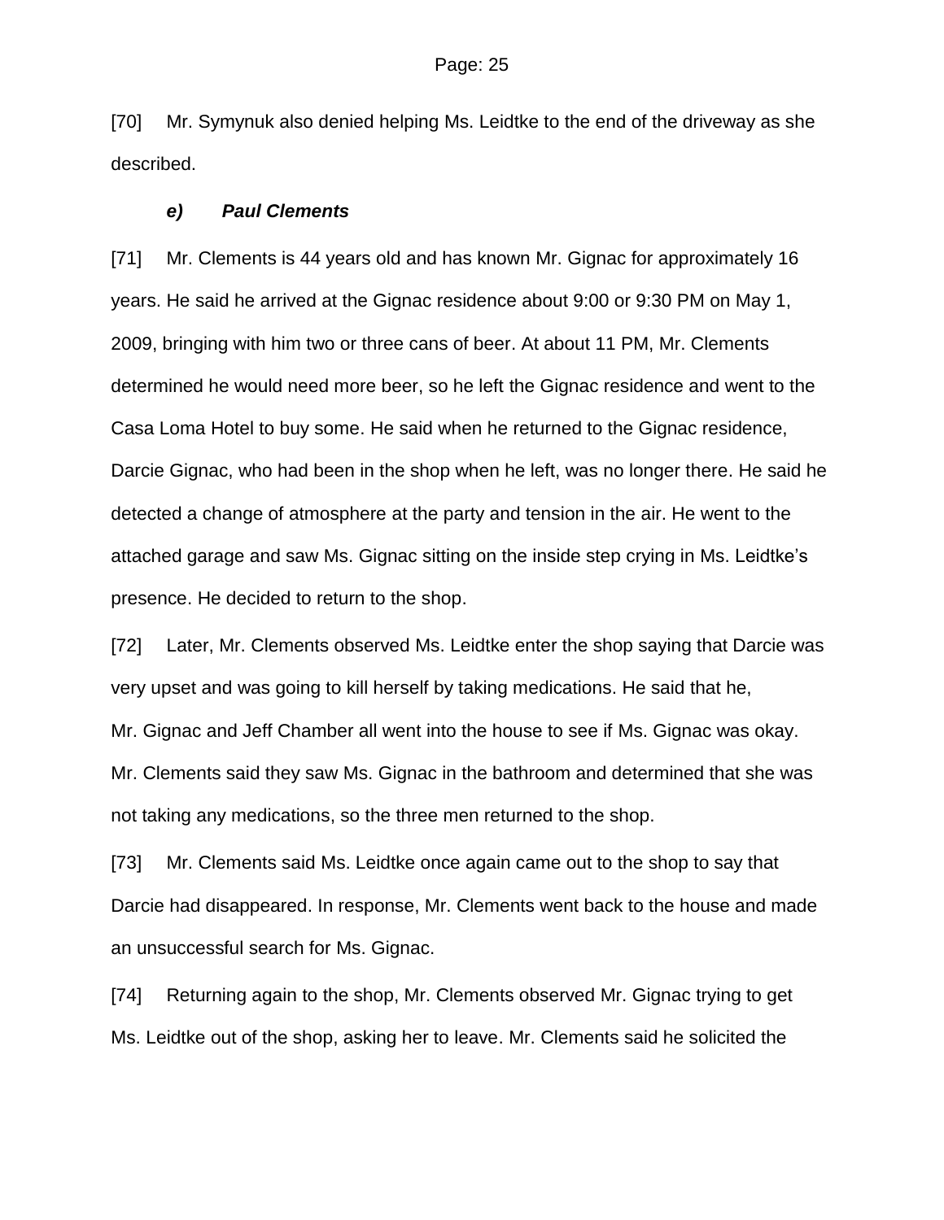[70] Mr. Symynuk also denied helping Ms. Leidtke to the end of the driveway as she described.

### *e) Paul Clements*

[71] Mr. Clements is 44 years old and has known Mr. Gignac for approximately 16 years. He said he arrived at the Gignac residence about 9:00 or 9:30 PM on May 1, 2009, bringing with him two or three cans of beer. At about 11 PM, Mr. Clements determined he would need more beer, so he left the Gignac residence and went to the Casa Loma Hotel to buy some. He said when he returned to the Gignac residence, Darcie Gignac, who had been in the shop when he left, was no longer there. He said he detected a change of atmosphere at the party and tension in the air. He went to the attached garage and saw Ms. Gignac sitting on the inside step crying in Ms. Leidtke's presence. He decided to return to the shop.

[72] Later, Mr. Clements observed Ms. Leidtke enter the shop saying that Darcie was very upset and was going to kill herself by taking medications. He said that he, Mr. Gignac and Jeff Chamber all went into the house to see if Ms. Gignac was okay. Mr. Clements said they saw Ms. Gignac in the bathroom and determined that she was not taking any medications, so the three men returned to the shop.

[73] Mr. Clements said Ms. Leidtke once again came out to the shop to say that Darcie had disappeared. In response, Mr. Clements went back to the house and made an unsuccessful search for Ms. Gignac.

[74] Returning again to the shop, Mr. Clements observed Mr. Gignac trying to get Ms. Leidtke out of the shop, asking her to leave. Mr. Clements said he solicited the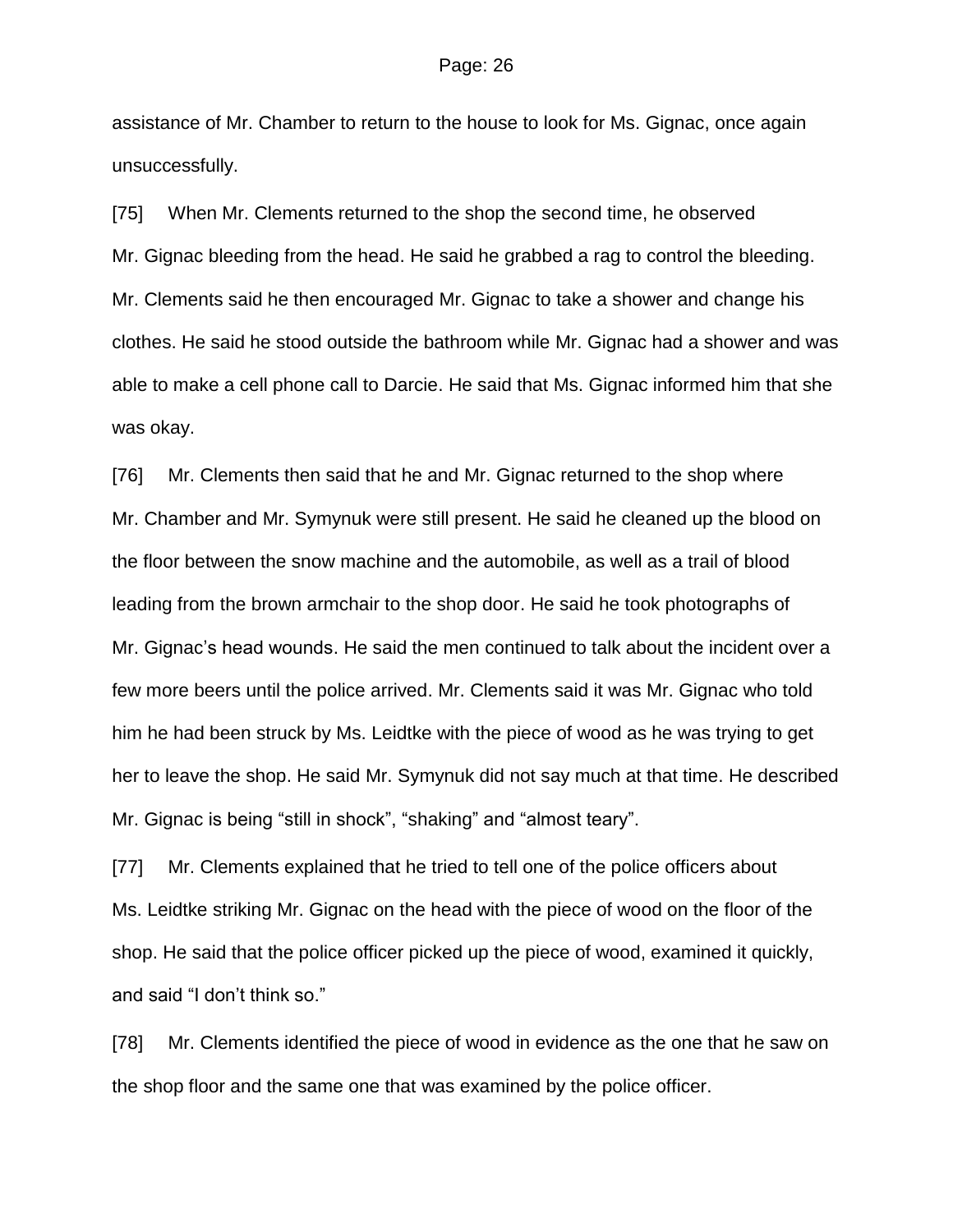assistance of Mr. Chamber to return to the house to look for Ms. Gignac, once again unsuccessfully.

[75] When Mr. Clements returned to the shop the second time, he observed Mr. Gignac bleeding from the head. He said he grabbed a rag to control the bleeding. Mr. Clements said he then encouraged Mr. Gignac to take a shower and change his clothes. He said he stood outside the bathroom while Mr. Gignac had a shower and was able to make a cell phone call to Darcie. He said that Ms. Gignac informed him that she was okay.

[76] Mr. Clements then said that he and Mr. Gignac returned to the shop where Mr. Chamber and Mr. Symynuk were still present. He said he cleaned up the blood on the floor between the snow machine and the automobile, as well as a trail of blood leading from the brown armchair to the shop door. He said he took photographs of Mr. Gignac's head wounds. He said the men continued to talk about the incident over a few more beers until the police arrived. Mr. Clements said it was Mr. Gignac who told him he had been struck by Ms. Leidtke with the piece of wood as he was trying to get her to leave the shop. He said Mr. Symynuk did not say much at that time. He described Mr. Gignac is being "still in shock", "shaking" and "almost teary".

[77] Mr. Clements explained that he tried to tell one of the police officers about Ms. Leidtke striking Mr. Gignac on the head with the piece of wood on the floor of the shop. He said that the police officer picked up the piece of wood, examined it quickly, and said "I don't think so."

[78] Mr. Clements identified the piece of wood in evidence as the one that he saw on the shop floor and the same one that was examined by the police officer.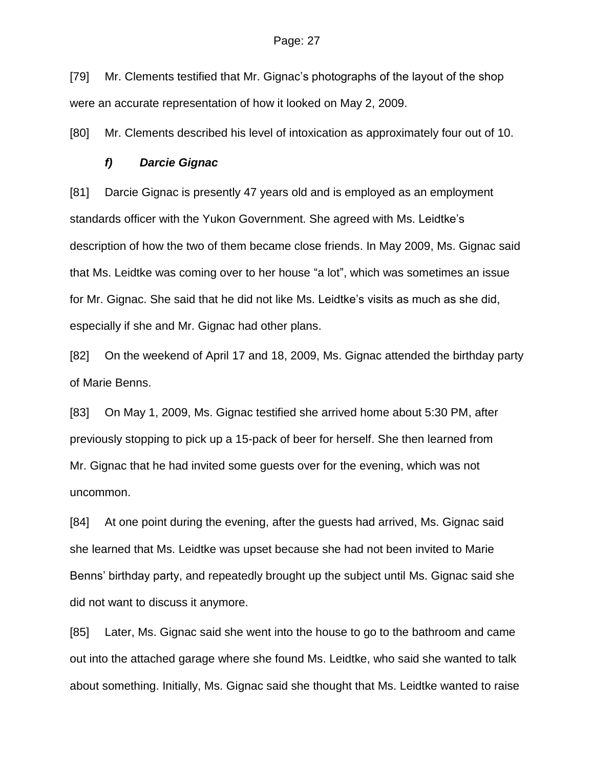[79] Mr. Clements testified that Mr. Gignac's photographs of the layout of the shop were an accurate representation of how it looked on May 2, 2009.

[80] Mr. Clements described his level of intoxication as approximately four out of 10.

### *f) Darcie Gignac*

[81] Darcie Gignac is presently 47 years old and is employed as an employment standards officer with the Yukon Government. She agreed with Ms. Leidtke's description of how the two of them became close friends. In May 2009, Ms. Gignac said that Ms. Leidtke was coming over to her house "a lot", which was sometimes an issue for Mr. Gignac. She said that he did not like Ms. Leidtke's visits as much as she did, especially if she and Mr. Gignac had other plans.

[82] On the weekend of April 17 and 18, 2009, Ms. Gignac attended the birthday party of Marie Benns.

[83] On May 1, 2009, Ms. Gignac testified she arrived home about 5:30 PM, after previously stopping to pick up a 15-pack of beer for herself. She then learned from Mr. Gignac that he had invited some guests over for the evening, which was not uncommon.

[84] At one point during the evening, after the guests had arrived, Ms. Gignac said she learned that Ms. Leidtke was upset because she had not been invited to Marie Benns' birthday party, and repeatedly brought up the subject until Ms. Gignac said she did not want to discuss it anymore.

[85] Later, Ms. Gignac said she went into the house to go to the bathroom and came out into the attached garage where she found Ms. Leidtke, who said she wanted to talk about something. Initially, Ms. Gignac said she thought that Ms. Leidtke wanted to raise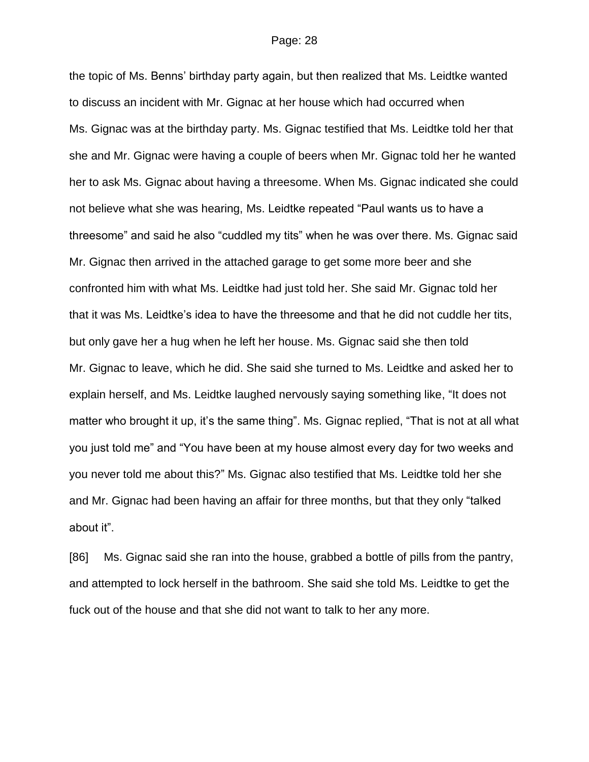the topic of Ms. Benns' birthday party again, but then realized that Ms. Leidtke wanted to discuss an incident with Mr. Gignac at her house which had occurred when Ms. Gignac was at the birthday party. Ms. Gignac testified that Ms. Leidtke told her that she and Mr. Gignac were having a couple of beers when Mr. Gignac told her he wanted her to ask Ms. Gignac about having a threesome. When Ms. Gignac indicated she could not believe what she was hearing, Ms. Leidtke repeated "Paul wants us to have a threesome" and said he also "cuddled my tits" when he was over there. Ms. Gignac said Mr. Gignac then arrived in the attached garage to get some more beer and she confronted him with what Ms. Leidtke had just told her. She said Mr. Gignac told her that it was Ms. Leidtke's idea to have the threesome and that he did not cuddle her tits, but only gave her a hug when he left her house. Ms. Gignac said she then told Mr. Gignac to leave, which he did. She said she turned to Ms. Leidtke and asked her to explain herself, and Ms. Leidtke laughed nervously saying something like, "It does not matter who brought it up, it's the same thing". Ms. Gignac replied, "That is not at all what you just told me" and "You have been at my house almost every day for two weeks and you never told me about this?" Ms. Gignac also testified that Ms. Leidtke told her she and Mr. Gignac had been having an affair for three months, but that they only "talked about it".

[86] Ms. Gignac said she ran into the house, grabbed a bottle of pills from the pantry, and attempted to lock herself in the bathroom. She said she told Ms. Leidtke to get the fuck out of the house and that she did not want to talk to her any more.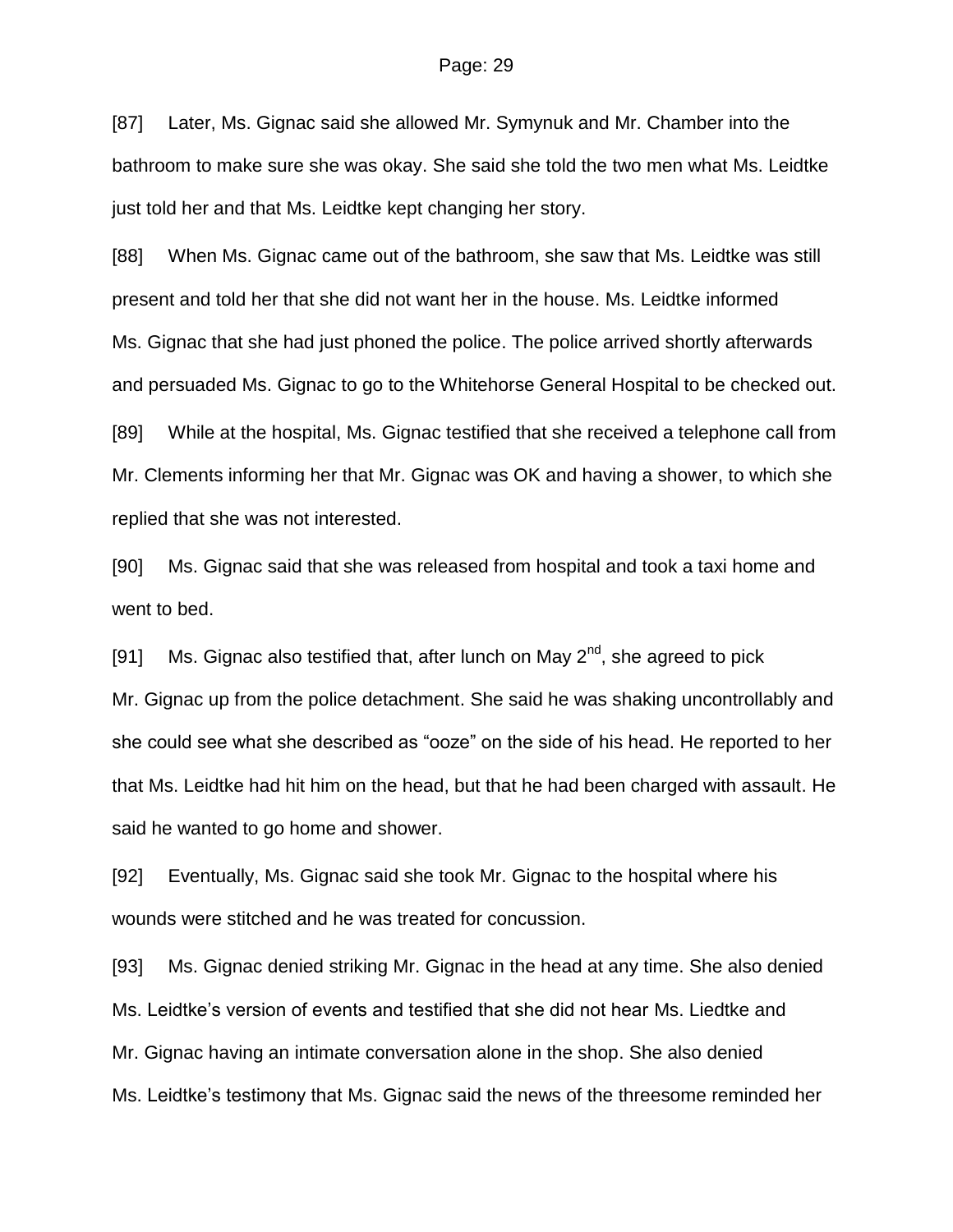[87] Later, Ms. Gignac said she allowed Mr. Symynuk and Mr. Chamber into the bathroom to make sure she was okay. She said she told the two men what Ms. Leidtke just told her and that Ms. Leidtke kept changing her story.

[88] When Ms. Gignac came out of the bathroom, she saw that Ms. Leidtke was still present and told her that she did not want her in the house. Ms. Leidtke informed Ms. Gignac that she had just phoned the police. The police arrived shortly afterwards and persuaded Ms. Gignac to go to the Whitehorse General Hospital to be checked out.

[89] While at the hospital, Ms. Gignac testified that she received a telephone call from Mr. Clements informing her that Mr. Gignac was OK and having a shower, to which she replied that she was not interested.

[90] Ms. Gignac said that she was released from hospital and took a taxi home and went to bed.

[91] Ms. Gignac also testified that, after lunch on May 2nd, she agreed to pick Mr. Gignac up from the police detachment. She said he was shaking uncontrollably and she could see what she described as "ooze" on the side of his head. He reported to her that Ms. Leidtke had hit him on the head, but that he had been charged with assault. He said he wanted to go home and shower.

[92] Eventually, Ms. Gignac said she took Mr. Gignac to the hospital where his wounds were stitched and he was treated for concussion.

[93] Ms. Gignac denied striking Mr. Gignac in the head at any time. She also denied Ms. Leidtke's version of events and testified that she did not hear Ms. Liedtke and Mr. Gignac having an intimate conversation alone in the shop. She also denied Ms. Leidtke's testimony that Ms. Gignac said the news of the threesome reminded her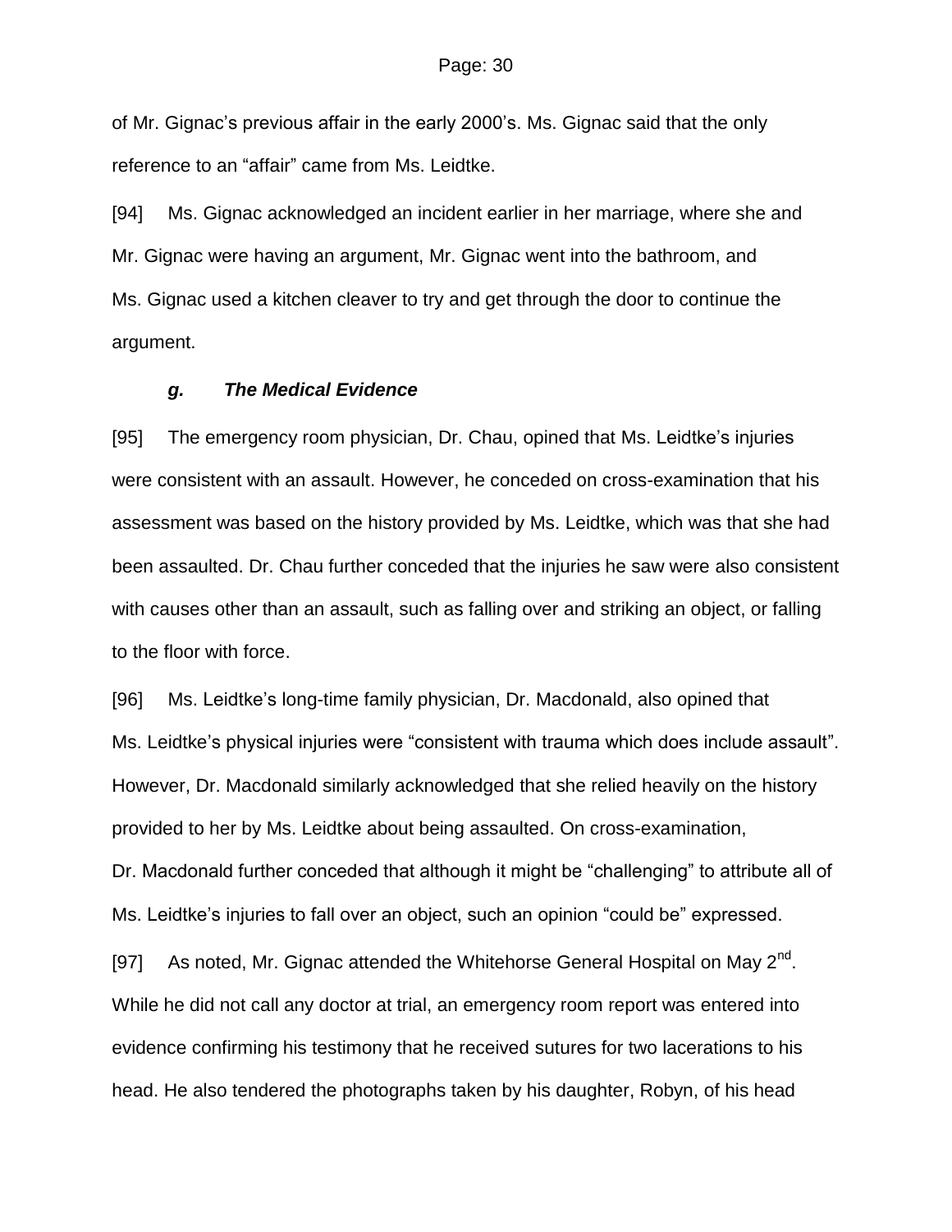of Mr. Gignac's previous affair in the early 2000's. Ms. Gignac said that the only reference to an "affair" came from Ms. Leidtke.

[94] Ms. Gignac acknowledged an incident earlier in her marriage, where she and Mr. Gignac were having an argument, Mr. Gignac went into the bathroom, and Ms. Gignac used a kitchen cleaver to try and get through the door to continue the argument.

### *g. The Medical Evidence*

[95] The emergency room physician, Dr. Chau, opined that Ms. Leidtke's injuries were consistent with an assault. However, he conceded on cross-examination that his assessment was based on the history provided by Ms. Leidtke, which was that she had been assaulted. Dr. Chau further conceded that the injuries he saw were also consistent with causes other than an assault, such as falling over and striking an object, or falling to the floor with force.

[96] Ms. Leidtke's long-time family physician, Dr. Macdonald, also opined that Ms. Leidtke's physical injuries were "consistent with trauma which does include assault". However, Dr. Macdonald similarly acknowledged that she relied heavily on the history provided to her by Ms. Leidtke about being assaulted. On cross-examination, Dr. Macdonald further conceded that although it might be "challenging" to attribute all of Ms. Leidtke's injuries to fall over an object, such an opinion "could be" expressed.

[97] As noted, Mr. Gignac attended the Whitehorse General Hospital on May 2nd. While he did not call any doctor at trial, an emergency room report was entered into evidence confirming his testimony that he received sutures for two lacerations to his head. He also tendered the photographs taken by his daughter, Robyn, of his head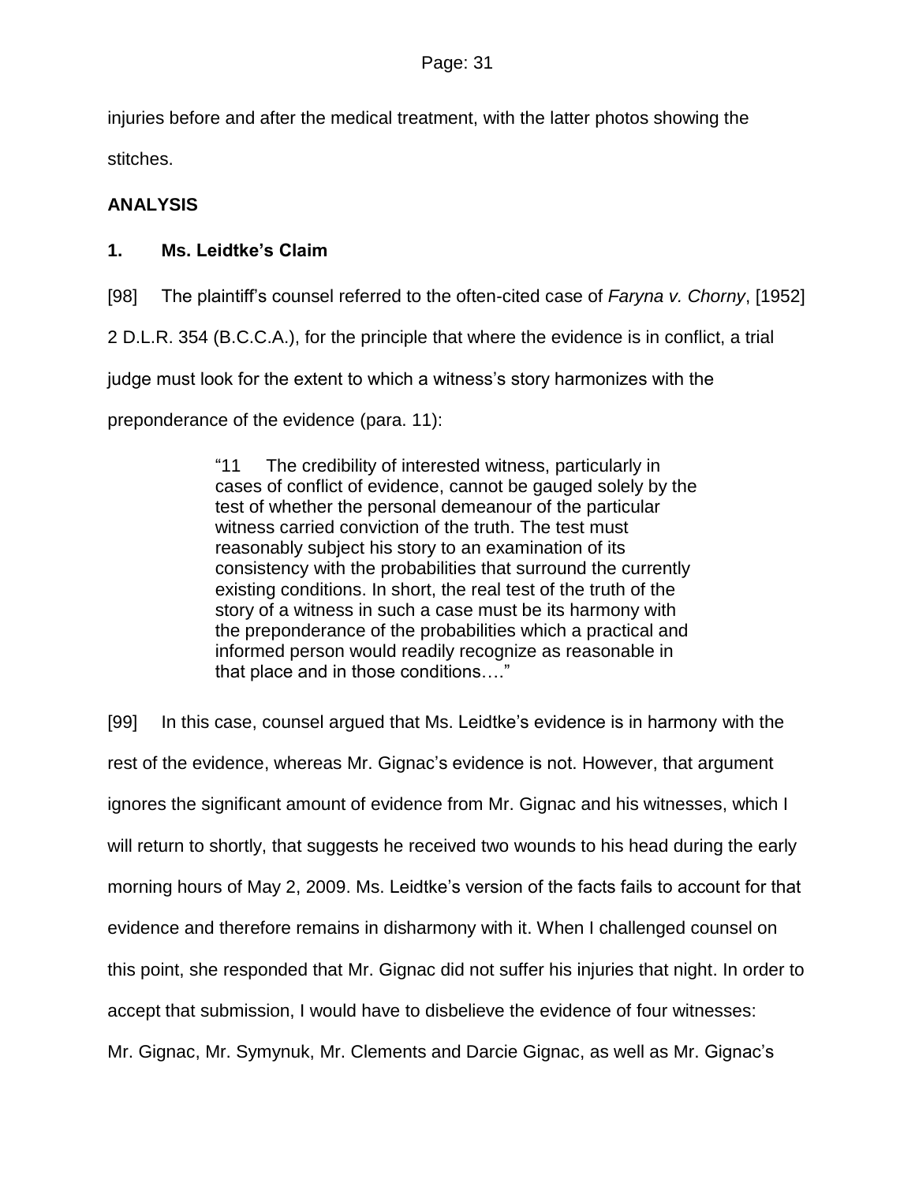injuries before and after the medical treatment, with the latter photos showing the stitches.

## ANALYSIS

### 1. Ms. Leidtke's Claim

[98] The plaintiff's counsel referred to the often-cited case of *Faryna v. Chorny*, [1952] 2 D.L.R. 354 (B.C.C.A.), for the principle that where the evidence is in conflict, a trial judge must look for the extent to which a witness's story harmonizes with the preponderance of the evidence (para. 11):

> "11 The credibility of interested witness, particularly in cases of conflict of evidence, cannot be gauged solely by the test of whether the personal demeanour of the particular witness carried conviction of the truth. The test must reasonably subject his story to an examination of its consistency with the probabilities that surround the currently existing conditions. In short, the real test of the truth of the story of a witness in such a case must be its harmony with the preponderance of the probabilities which a practical and informed person would readily recognize as reasonable in that place and in those conditions…."

[99] In this case, counsel argued that Ms. Leidtke's evidence is in harmony with the rest of the evidence, whereas Mr. Gignac's evidence is not. However, that argument ignores the significant amount of evidence from Mr. Gignac and his witnesses, which I will return to shortly, that suggests he received two wounds to his head during the early morning hours of May 2, 2009. Ms. Leidtke's version of the facts fails to account for that evidence and therefore remains in disharmony with it. When I challenged counsel on this point, she responded that Mr. Gignac did not suffer his injuries that night. In order to accept that submission, I would have to disbelieve the evidence of four witnesses: Mr. Gignac, Mr. Symynuk, Mr. Clements and Darcie Gignac, as well as Mr. Gignac's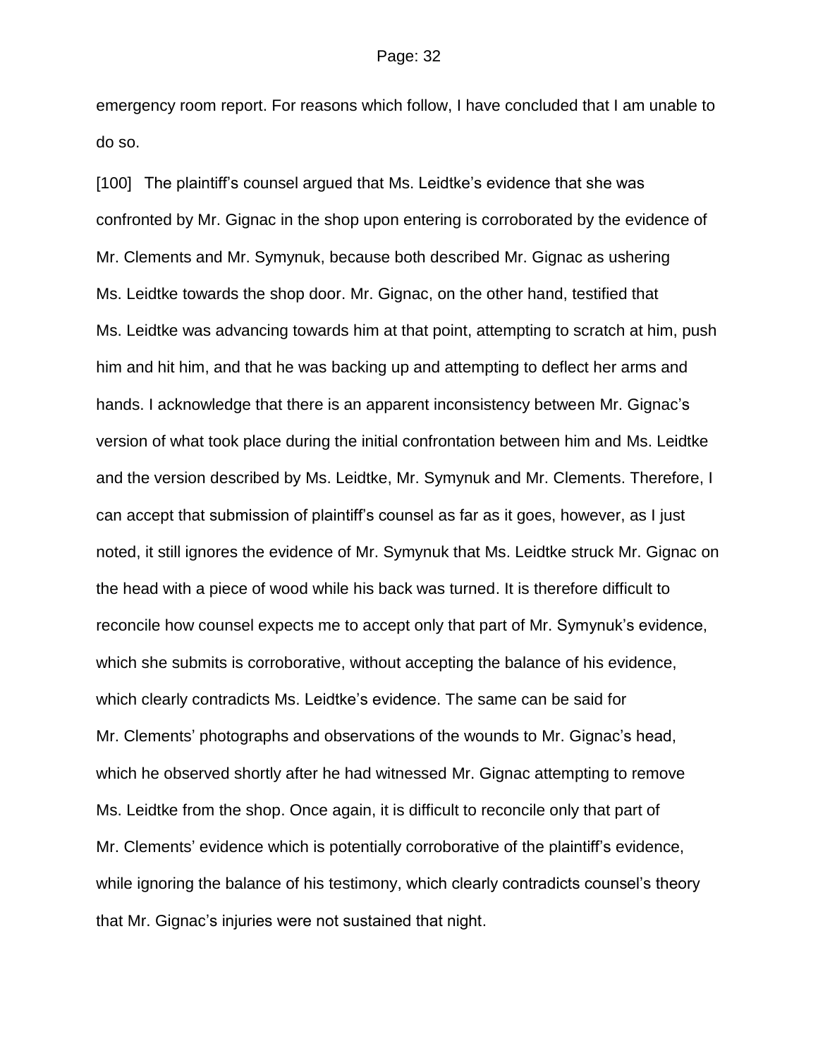emergency room report. For reasons which follow, I have concluded that I am unable to do so.

[100] The plaintiff's counsel argued that Ms. Leidtke's evidence that she was confronted by Mr. Gignac in the shop upon entering is corroborated by the evidence of Mr. Clements and Mr. Symynuk, because both described Mr. Gignac as ushering Ms. Leidtke towards the shop door. Mr. Gignac, on the other hand, testified that Ms. Leidtke was advancing towards him at that point, attempting to scratch at him, push him and hit him, and that he was backing up and attempting to deflect her arms and hands. I acknowledge that there is an apparent inconsistency between Mr. Gignac's version of what took place during the initial confrontation between him and Ms. Leidtke and the version described by Ms. Leidtke, Mr. Symynuk and Mr. Clements. Therefore, I can accept that submission of plaintiff's counsel as far as it goes, however, as I just noted, it still ignores the evidence of Mr. Symynuk that Ms. Leidtke struck Mr. Gignac on the head with a piece of wood while his back was turned. It is therefore difficult to reconcile how counsel expects me to accept only that part of Mr. Symynuk's evidence, which she submits is corroborative, without accepting the balance of his evidence, which clearly contradicts Ms. Leidtke's evidence. The same can be said for Mr. Clements' photographs and observations of the wounds to Mr. Gignac's head, which he observed shortly after he had witnessed Mr. Gignac attempting to remove Ms. Leidtke from the shop. Once again, it is difficult to reconcile only that part of Mr. Clements' evidence which is potentially corroborative of the plaintiff's evidence, while ignoring the balance of his testimony, which clearly contradicts counsel's theory that Mr. Gignac's injuries were not sustained that night.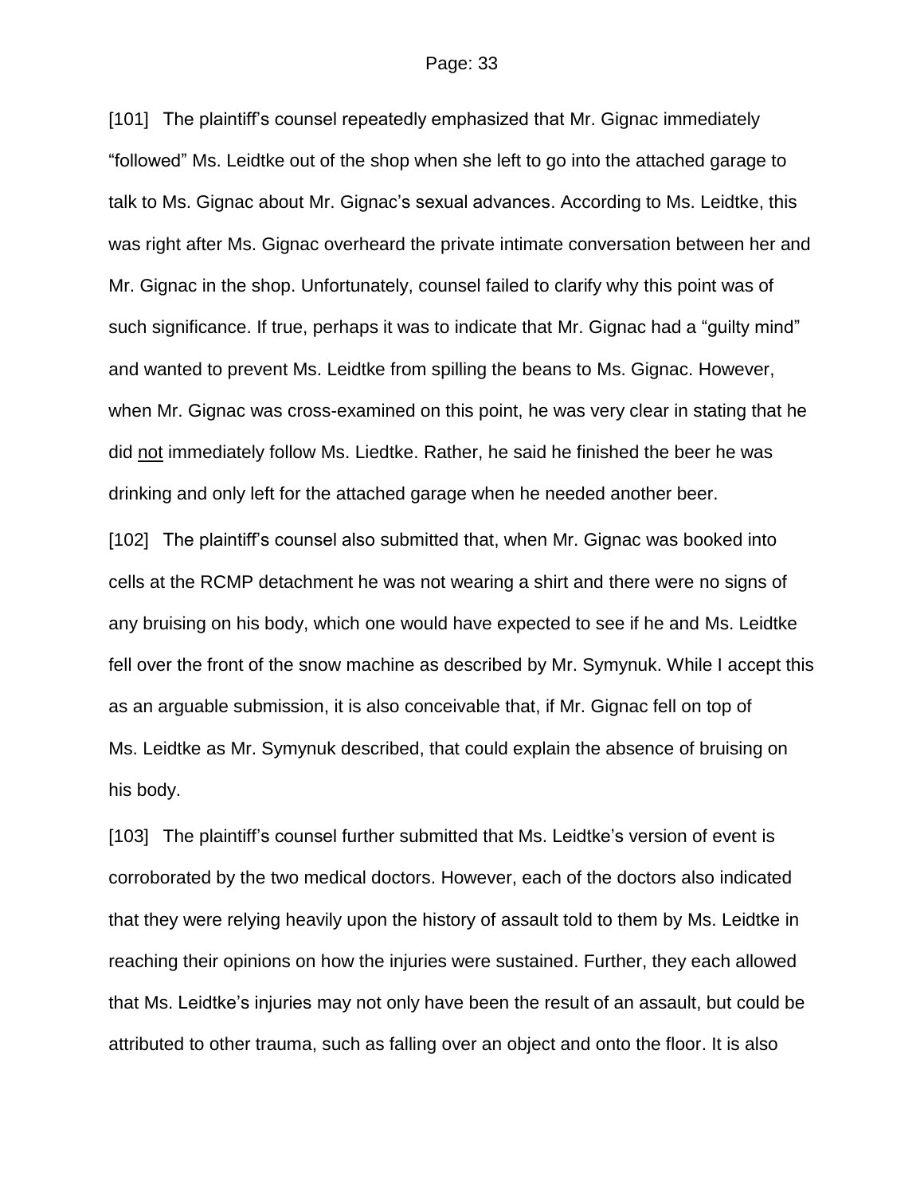[101] The plaintiff's counsel repeatedly emphasized that Mr. Gignac immediately "followed" Ms. Leidtke out of the shop when she left to go into the attached garage to talk to Ms. Gignac about Mr. Gignac's sexual advances. According to Ms. Leidtke, this was right after Ms. Gignac overheard the private intimate conversation between her and Mr. Gignac in the shop. Unfortunately, counsel failed to clarify why this point was of such significance. If true, perhaps it was to indicate that Mr. Gignac had a "guilty mind" and wanted to prevent Ms. Leidtke from spilling the beans to Ms. Gignac. However, when Mr. Gignac was cross-examined on this point, he was very clear in stating that he did <u>not</u> immediately follow Ms. Liedtke. Rather, he said he finished the beer he was drinking and only left for the attached garage when he needed another beer.

[102] The plaintiff's counsel also submitted that, when Mr. Gignac was booked into cells at the RCMP detachment he was not wearing a shirt and there were no signs of any bruising on his body, which one would have expected to see if he and Ms. Leidtke fell over the front of the snow machine as described by Mr. Symynuk. While I accept this as an arguable submission, it is also conceivable that, if Mr. Gignac fell on top of Ms. Leidtke as Mr. Symynuk described, that could explain the absence of bruising on his body.

[103] The plaintiff's counsel further submitted that Ms. Leidtke's version of event is corroborated by the two medical doctors. However, each of the doctors also indicated that they were relying heavily upon the history of assault told to them by Ms. Leidtke in reaching their opinions on how the injuries were sustained. Further, they each allowed that Ms. Leidtke's injuries may not only have been the result of an assault, but could be attributed to other trauma, such as falling over an object and onto the floor. It is also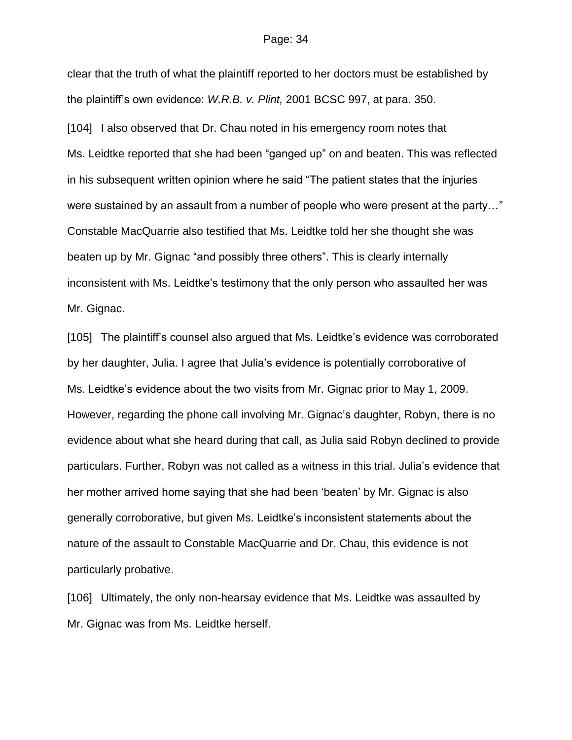clear that the truth of what the plaintiff reported to her doctors must be established by the plaintiff's own evidence: *W.R.B. v. Plint,* 2001 BCSC 997, at para. 350.

[104] I also observed that Dr. Chau noted in his emergency room notes that Ms. Leidtke reported that she had been "ganged up" on and beaten. This was reflected in his subsequent written opinion where he said "The patient states that the injuries were sustained by an assault from a number of people who were present at the party…" Constable MacQuarrie also testified that Ms. Leidtke told her she thought she was beaten up by Mr. Gignac "and possibly three others". This is clearly internally inconsistent with Ms. Leidtke's testimony that the only person who assaulted her was Mr. Gignac.

[105] The plaintiff's counsel also argued that Ms. Leidtke's evidence was corroborated by her daughter, Julia. I agree that Julia's evidence is potentially corroborative of Ms. Leidtke's evidence about the two visits from Mr. Gignac prior to May 1, 2009. However, regarding the phone call involving Mr. Gignac's daughter, Robyn, there is no evidence about what she heard during that call, as Julia said Robyn declined to provide particulars. Further, Robyn was not called as a witness in this trial. Julia's evidence that her mother arrived home saying that she had been 'beaten' by Mr. Gignac is also generally corroborative, but given Ms. Leidtke's inconsistent statements about the nature of the assault to Constable MacQuarrie and Dr. Chau, this evidence is not particularly probative.

[106] Ultimately, the only non-hearsay evidence that Ms. Leidtke was assaulted by Mr. Gignac was from Ms. Leidtke herself.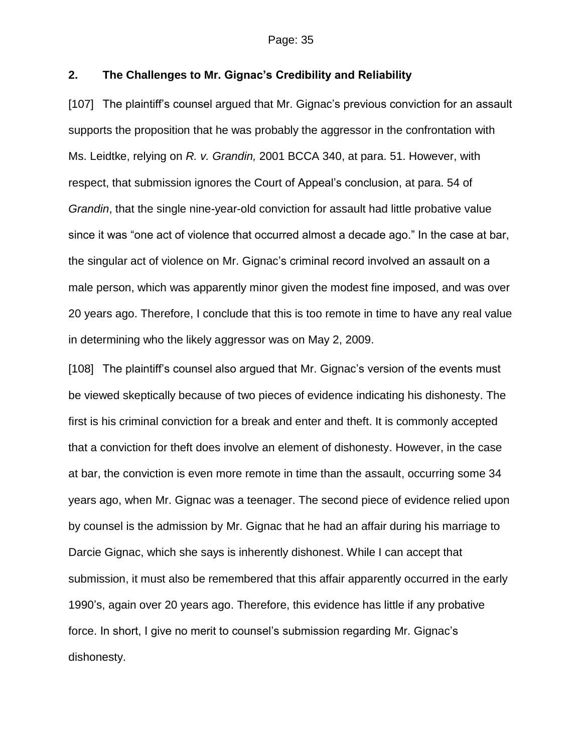## 2. The Challenges to Mr. Gignac's Credibility and Reliability

[107] The plaintiff's counsel argued that Mr. Gignac's previous conviction for an assault supports the proposition that he was probably the aggressor in the confrontation with Ms. Leidtke, relying on *R. v. Grandin,* 2001 BCCA 340, at para. 51. However, with respect, that submission ignores the Court of Appeal's conclusion, at para. 54 of *Grandin*, that the single nine-year-old conviction for assault had little probative value since it was "one act of violence that occurred almost a decade ago." In the case at bar, the singular act of violence on Mr. Gignac's criminal record involved an assault on a male person, which was apparently minor given the modest fine imposed, and was over 20 years ago. Therefore, I conclude that this is too remote in time to have any real value in determining who the likely aggressor was on May 2, 2009.

[108] The plaintiff's counsel also argued that Mr. Gignac's version of the events must be viewed skeptically because of two pieces of evidence indicating his dishonesty. The first is his criminal conviction for a break and enter and theft. It is commonly accepted that a conviction for theft does involve an element of dishonesty. However, in the case at bar, the conviction is even more remote in time than the assault, occurring some 34 years ago, when Mr. Gignac was a teenager. The second piece of evidence relied upon by counsel is the admission by Mr. Gignac that he had an affair during his marriage to Darcie Gignac, which she says is inherently dishonest. While I can accept that submission, it must also be remembered that this affair apparently occurred in the early 1990's, again over 20 years ago. Therefore, this evidence has little if any probative force. In short, I give no merit to counsel's submission regarding Mr. Gignac's dishonesty.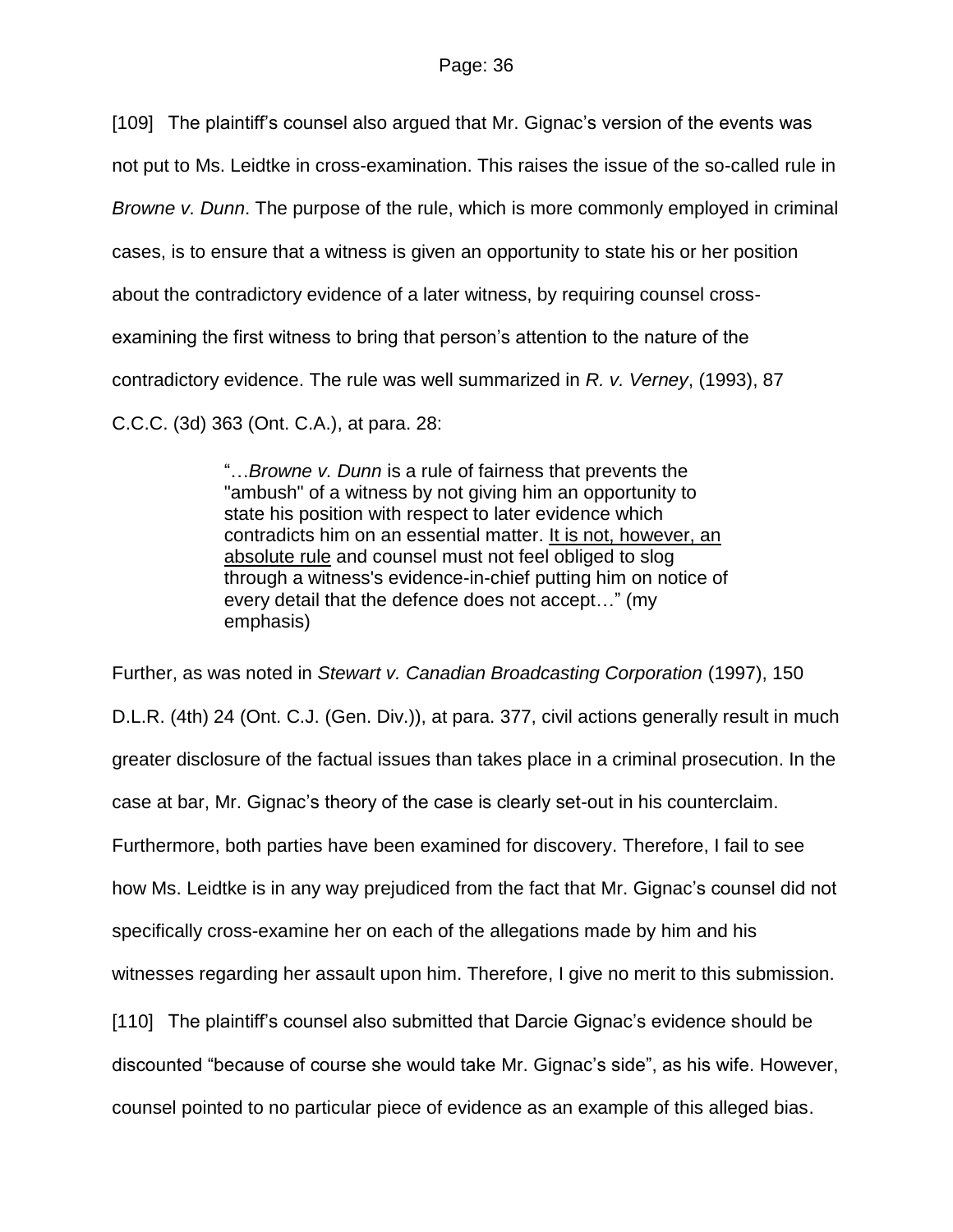[109] The plaintiff's counsel also argued that Mr. Gignac's version of the events was not put to Ms. Leidtke in cross-examination. This raises the issue of the so-called rule in *Browne v. Dunn*. The purpose of the rule, which is more commonly employed in criminal cases, is to ensure that a witness is given an opportunity to state his or her position about the contradictory evidence of a later witness, by requiring counsel cross-examining the first witness to bring that person's attention to the nature of the contradictory evidence. The rule was well summarized in *R. v. Verney*, (1993), 87 C.C.C. (3d) 363 (Ont. C.A.), at para. 28:

> "…*Browne v. Dunn* is a rule of fairness that prevents the "ambush" of a witness by not giving him an opportunity to state his position with respect to later evidence which contradicts him on an essential matter. <u>It is not, however, an absolute rule</u> and counsel must not feel obliged to slog through a witness's evidence-in-chief putting him on notice of every detail that the defence does not accept…" (my emphasis)

Further, as was noted in *Stewart v. Canadian Broadcasting Corporation* (1997), 150 D.L.R. (4th) 24 (Ont. C.J. (Gen. Div.)), at para. 377, civil actions generally result in much greater disclosure of the factual issues than takes place in a criminal prosecution. In the case at bar, Mr. Gignac's theory of the case is clearly set-out in his counterclaim. Furthermore, both parties have been examined for discovery. Therefore, I fail to see how Ms. Leidtke is in any way prejudiced from the fact that Mr. Gignac's counsel did not specifically cross-examine her on each of the allegations made by him and his witnesses regarding her assault upon him. Therefore, I give no merit to this submission.

[110] The plaintiff's counsel also submitted that Darcie Gignac's evidence should be discounted "because of course she would take Mr. Gignac's side", as his wife. However, counsel pointed to no particular piece of evidence as an example of this alleged bias.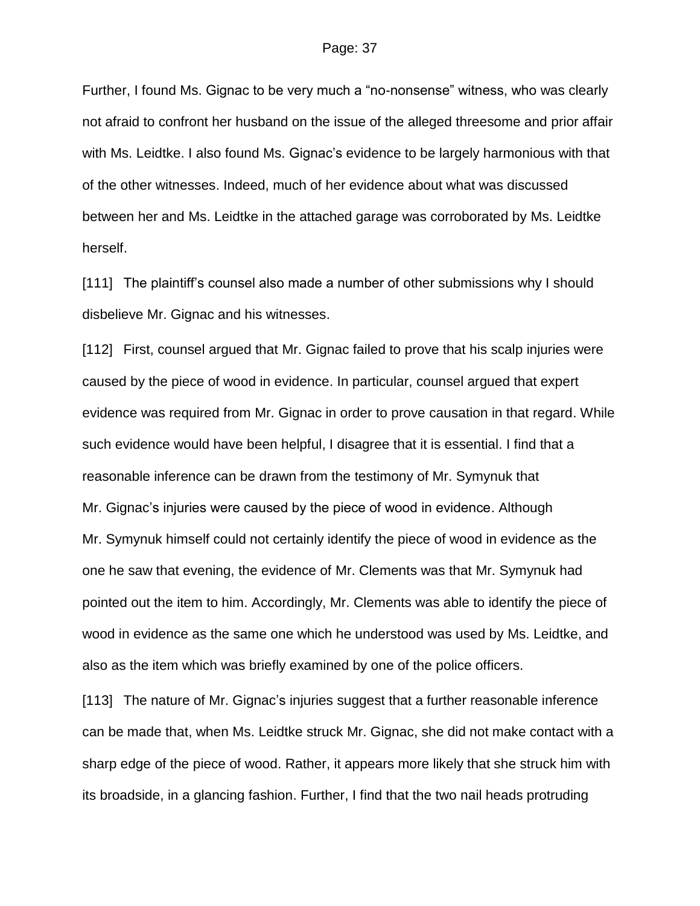Further, I found Ms. Gignac to be very much a "no-nonsense" witness, who was clearly not afraid to confront her husband on the issue of the alleged threesome and prior affair with Ms. Leidtke. I also found Ms. Gignac's evidence to be largely harmonious with that of the other witnesses. Indeed, much of her evidence about what was discussed between her and Ms. Leidtke in the attached garage was corroborated by Ms. Leidtke herself.

[111] The plaintiff's counsel also made a number of other submissions why I should disbelieve Mr. Gignac and his witnesses.

[112] First, counsel argued that Mr. Gignac failed to prove that his scalp injuries were caused by the piece of wood in evidence. In particular, counsel argued that expert evidence was required from Mr. Gignac in order to prove causation in that regard. While such evidence would have been helpful, I disagree that it is essential. I find that a reasonable inference can be drawn from the testimony of Mr. Symynuk that Mr. Gignac's injuries were caused by the piece of wood in evidence. Although Mr. Symynuk himself could not certainly identify the piece of wood in evidence as the one he saw that evening, the evidence of Mr. Clements was that Mr. Symynuk had pointed out the item to him. Accordingly, Mr. Clements was able to identify the piece of wood in evidence as the same one which he understood was used by Ms. Leidtke, and also as the item which was briefly examined by one of the police officers.

[113] The nature of Mr. Gignac's injuries suggest that a further reasonable inference can be made that, when Ms. Leidtke struck Mr. Gignac, she did not make contact with a sharp edge of the piece of wood. Rather, it appears more likely that she struck him with its broadside, in a glancing fashion. Further, I find that the two nail heads protruding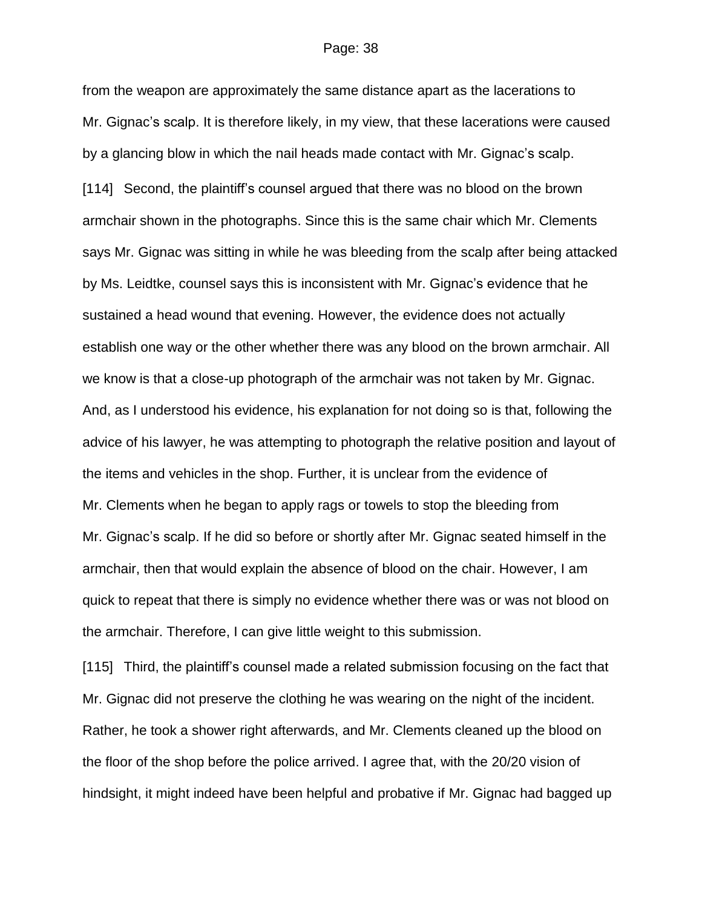from the weapon are approximately the same distance apart as the lacerations to Mr. Gignac's scalp. It is therefore likely, in my view, that these lacerations were caused by a glancing blow in which the nail heads made contact with Mr. Gignac's scalp.

[114] Second, the plaintiff's counsel argued that there was no blood on the brown armchair shown in the photographs. Since this is the same chair which Mr. Clements says Mr. Gignac was sitting in while he was bleeding from the scalp after being attacked by Ms. Leidtke, counsel says this is inconsistent with Mr. Gignac's evidence that he sustained a head wound that evening. However, the evidence does not actually establish one way or the other whether there was any blood on the brown armchair. All we know is that a close-up photograph of the armchair was not taken by Mr. Gignac. And, as I understood his evidence, his explanation for not doing so is that, following the advice of his lawyer, he was attempting to photograph the relative position and layout of the items and vehicles in the shop. Further, it is unclear from the evidence of Mr. Clements when he began to apply rags or towels to stop the bleeding from Mr. Gignac's scalp. If he did so before or shortly after Mr. Gignac seated himself in the armchair, then that would explain the absence of blood on the chair. However, I am quick to repeat that there is simply no evidence whether there was or was not blood on the armchair. Therefore, I can give little weight to this submission.

[115] Third, the plaintiff's counsel made a related submission focusing on the fact that Mr. Gignac did not preserve the clothing he was wearing on the night of the incident. Rather, he took a shower right afterwards, and Mr. Clements cleaned up the blood on the floor of the shop before the police arrived. I agree that, with the 20/20 vision of hindsight, it might indeed have been helpful and probative if Mr. Gignac had bagged up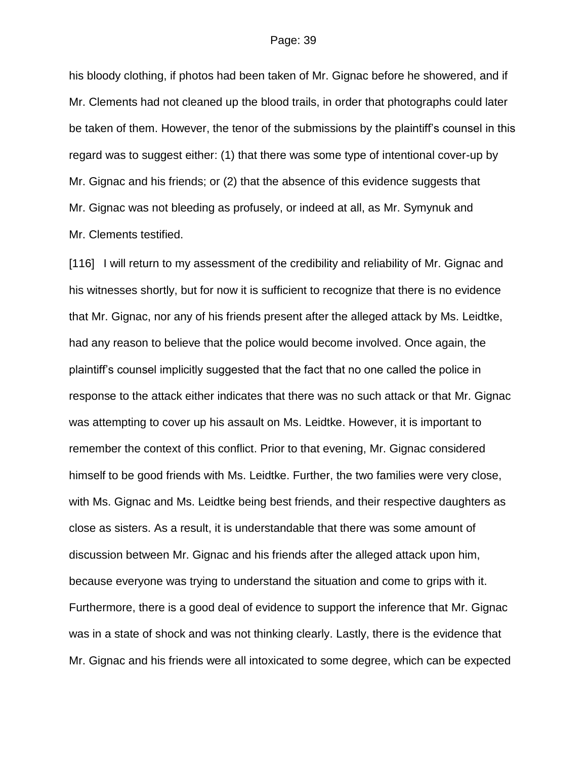his bloody clothing, if photos had been taken of Mr. Gignac before he showered, and if Mr. Clements had not cleaned up the blood trails, in order that photographs could later be taken of them. However, the tenor of the submissions by the plaintiff's counsel in this regard was to suggest either: (1) that there was some type of intentional cover-up by Mr. Gignac and his friends; or (2) that the absence of this evidence suggests that Mr. Gignac was not bleeding as profusely, or indeed at all, as Mr. Symynuk and Mr. Clements testified.

[116] I will return to my assessment of the credibility and reliability of Mr. Gignac and his witnesses shortly, but for now it is sufficient to recognize that there is no evidence that Mr. Gignac, nor any of his friends present after the alleged attack by Ms. Leidtke, had any reason to believe that the police would become involved. Once again, the plaintiff's counsel implicitly suggested that the fact that no one called the police in response to the attack either indicates that there was no such attack or that Mr. Gignac was attempting to cover up his assault on Ms. Leidtke. However, it is important to remember the context of this conflict. Prior to that evening, Mr. Gignac considered himself to be good friends with Ms. Leidtke. Further, the two families were very close, with Ms. Gignac and Ms. Leidtke being best friends, and their respective daughters as close as sisters. As a result, it is understandable that there was some amount of discussion between Mr. Gignac and his friends after the alleged attack upon him, because everyone was trying to understand the situation and come to grips with it. Furthermore, there is a good deal of evidence to support the inference that Mr. Gignac was in a state of shock and was not thinking clearly. Lastly, there is the evidence that Mr. Gignac and his friends were all intoxicated to some degree, which can be expected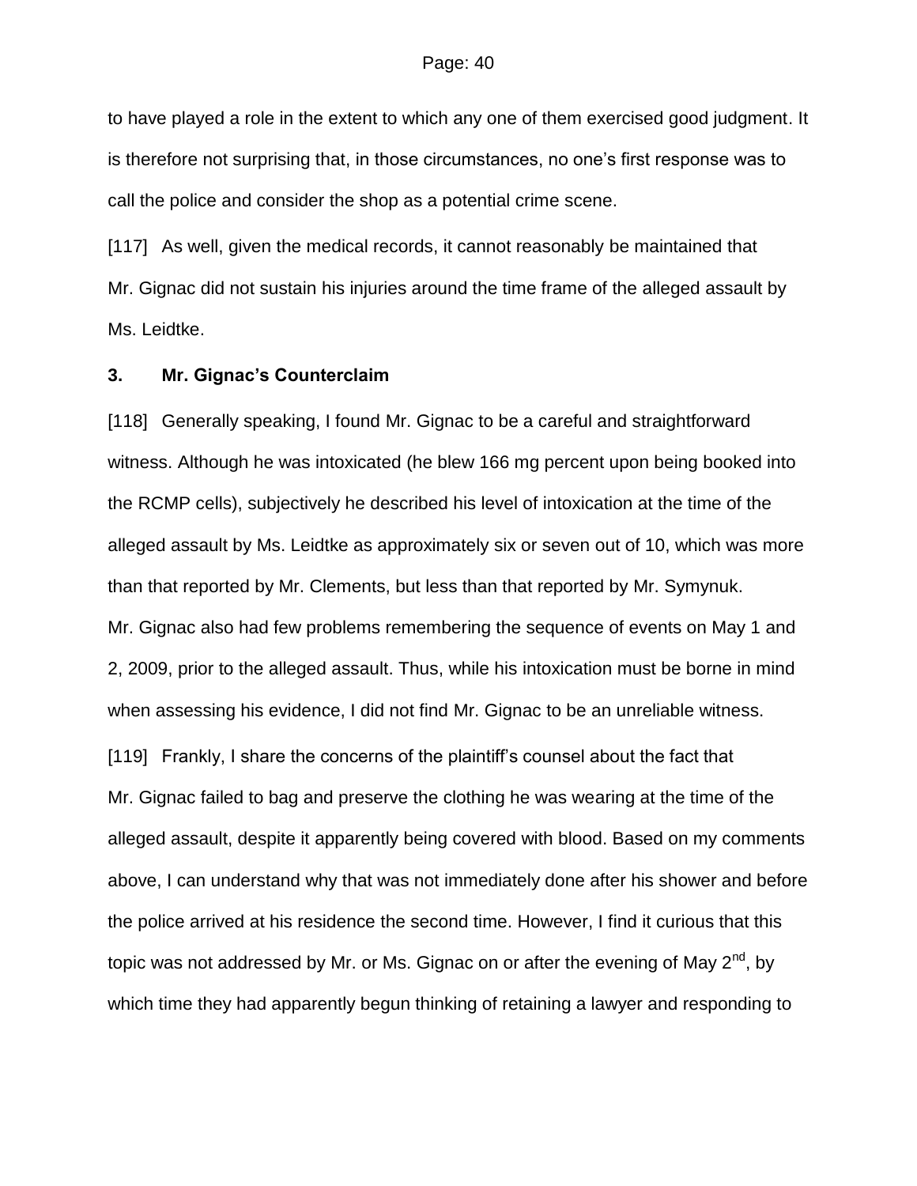to have played a role in the extent to which any one of them exercised good judgment. It is therefore not surprising that, in those circumstances, no one's first response was to call the police and consider the shop as a potential crime scene.

[117] As well, given the medical records, it cannot reasonably be maintained that Mr. Gignac did not sustain his injuries around the time frame of the alleged assault by Ms. Leidtke.

### 3. Mr. Gignac's Counterclaim

[118] Generally speaking, I found Mr. Gignac to be a careful and straightforward witness. Although he was intoxicated (he blew 166 mg percent upon being booked into the RCMP cells), subjectively he described his level of intoxication at the time of the alleged assault by Ms. Leidtke as approximately six or seven out of 10, which was more than that reported by Mr. Clements, but less than that reported by Mr. Symynuk. Mr. Gignac also had few problems remembering the sequence of events on May 1 and 2, 2009, prior to the alleged assault. Thus, while his intoxication must be borne in mind when assessing his evidence, I did not find Mr. Gignac to be an unreliable witness.

[119] Frankly, I share the concerns of the plaintiff's counsel about the fact that Mr. Gignac failed to bag and preserve the clothing he was wearing at the time of the alleged assault, despite it apparently being covered with blood. Based on my comments above, I can understand why that was not immediately done after his shower and before the police arrived at his residence the second time. However, I find it curious that this topic was not addressed by Mr. or Ms. Gignac on or after the evening of May 2nd, by which time they had apparently begun thinking of retaining a lawyer and responding to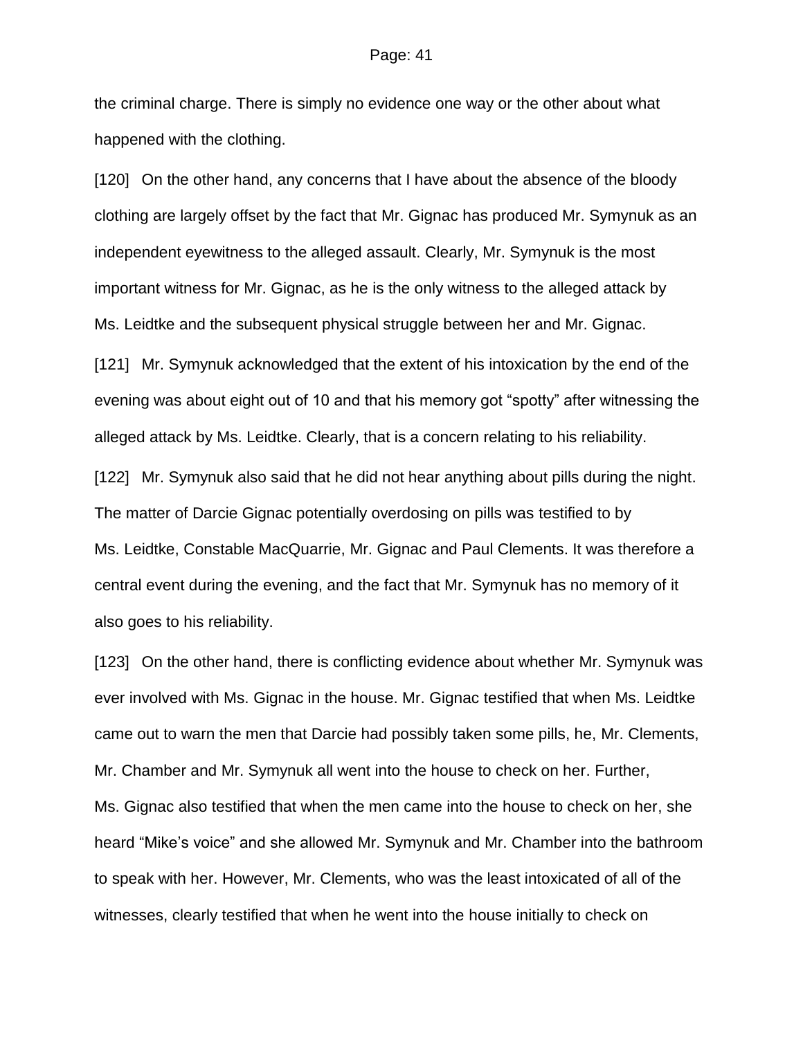the criminal charge. There is simply no evidence one way or the other about what happened with the clothing.

[120] On the other hand, any concerns that I have about the absence of the bloody clothing are largely offset by the fact that Mr. Gignac has produced Mr. Symynuk as an independent eyewitness to the alleged assault. Clearly, Mr. Symynuk is the most important witness for Mr. Gignac, as he is the only witness to the alleged attack by Ms. Leidtke and the subsequent physical struggle between her and Mr. Gignac.

[121] Mr. Symynuk acknowledged that the extent of his intoxication by the end of the evening was about eight out of 10 and that his memory got "spotty" after witnessing the alleged attack by Ms. Leidtke. Clearly, that is a concern relating to his reliability.

[122] Mr. Symynuk also said that he did not hear anything about pills during the night. The matter of Darcie Gignac potentially overdosing on pills was testified to by Ms. Leidtke, Constable MacQuarrie, Mr. Gignac and Paul Clements. It was therefore a central event during the evening, and the fact that Mr. Symynuk has no memory of it also goes to his reliability.

[123] On the other hand, there is conflicting evidence about whether Mr. Symynuk was ever involved with Ms. Gignac in the house. Mr. Gignac testified that when Ms. Leidtke came out to warn the men that Darcie had possibly taken some pills, he, Mr. Clements, Mr. Chamber and Mr. Symynuk all went into the house to check on her. Further, Ms. Gignac also testified that when the men came into the house to check on her, she heard "Mike's voice" and she allowed Mr. Symynuk and Mr. Chamber into the bathroom to speak with her. However, Mr. Clements, who was the least intoxicated of all of the witnesses, clearly testified that when he went into the house initially to check on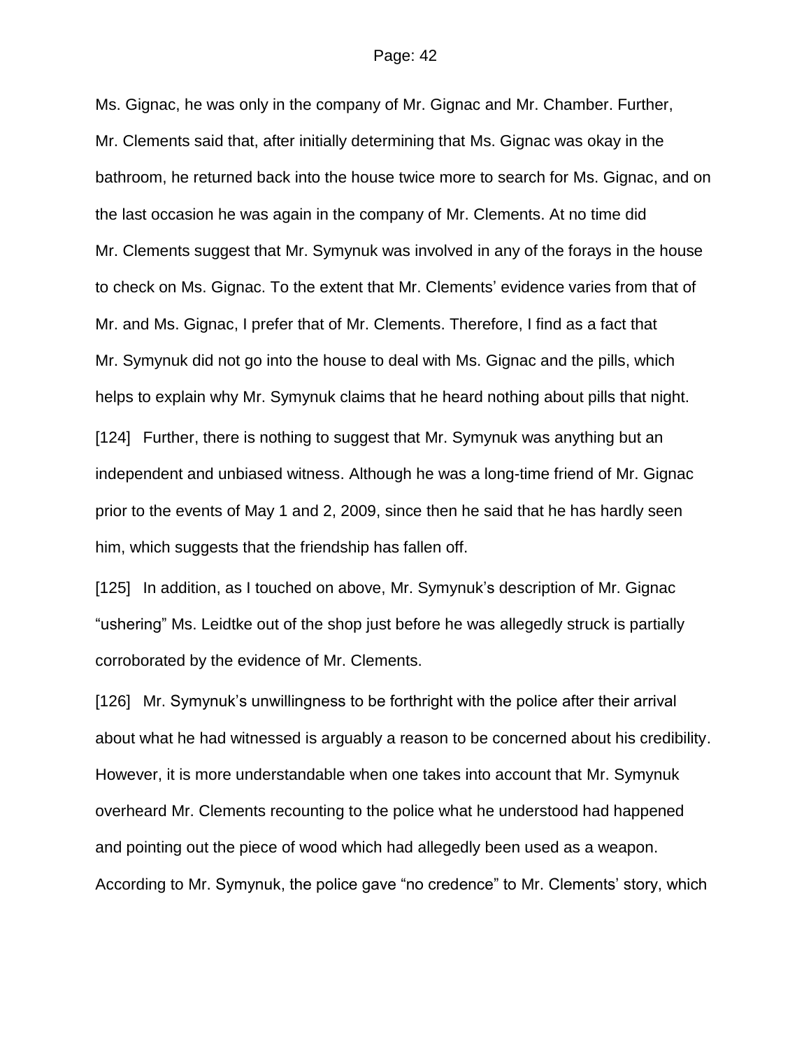Ms. Gignac, he was only in the company of Mr. Gignac and Mr. Chamber. Further, Mr. Clements said that, after initially determining that Ms. Gignac was okay in the bathroom, he returned back into the house twice more to search for Ms. Gignac, and on the last occasion he was again in the company of Mr. Clements. At no time did Mr. Clements suggest that Mr. Symynuk was involved in any of the forays in the house to check on Ms. Gignac. To the extent that Mr. Clements' evidence varies from that of Mr. and Ms. Gignac, I prefer that of Mr. Clements. Therefore, I find as a fact that Mr. Symynuk did not go into the house to deal with Ms. Gignac and the pills, which helps to explain why Mr. Symynuk claims that he heard nothing about pills that night.

[124] Further, there is nothing to suggest that Mr. Symynuk was anything but an independent and unbiased witness. Although he was a long-time friend of Mr. Gignac prior to the events of May 1 and 2, 2009, since then he said that he has hardly seen him, which suggests that the friendship has fallen off.

[125] In addition, as I touched on above, Mr. Symynuk's description of Mr. Gignac "ushering" Ms. Leidtke out of the shop just before he was allegedly struck is partially corroborated by the evidence of Mr. Clements.

[126] Mr. Symynuk's unwillingness to be forthright with the police after their arrival about what he had witnessed is arguably a reason to be concerned about his credibility. However, it is more understandable when one takes into account that Mr. Symynuk overheard Mr. Clements recounting to the police what he understood had happened and pointing out the piece of wood which had allegedly been used as a weapon. According to Mr. Symynuk, the police gave "no credence" to Mr. Clements' story, which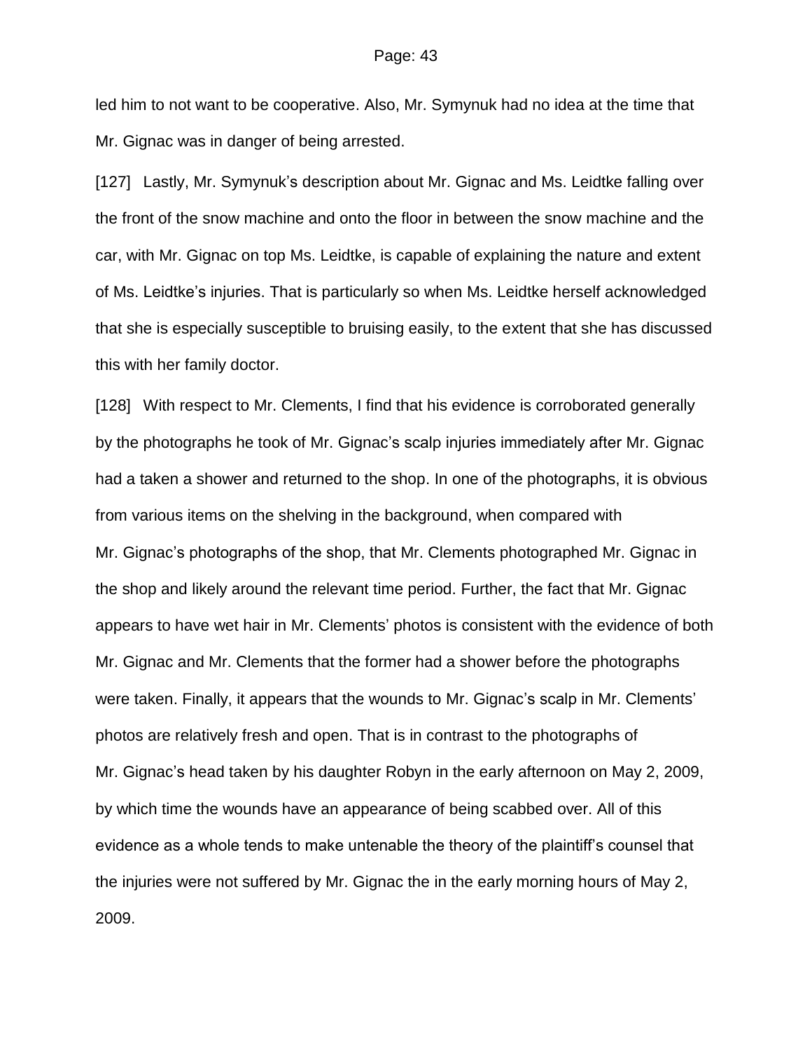led him to not want to be cooperative. Also, Mr. Symynuk had no idea at the time that Mr. Gignac was in danger of being arrested.

[127] Lastly, Mr. Symynuk's description about Mr. Gignac and Ms. Leidtke falling over the front of the snow machine and onto the floor in between the snow machine and the car, with Mr. Gignac on top Ms. Leidtke, is capable of explaining the nature and extent of Ms. Leidtke's injuries. That is particularly so when Ms. Leidtke herself acknowledged that she is especially susceptible to bruising easily, to the extent that she has discussed this with her family doctor.

[128] With respect to Mr. Clements, I find that his evidence is corroborated generally by the photographs he took of Mr. Gignac's scalp injuries immediately after Mr. Gignac had a taken a shower and returned to the shop. In one of the photographs, it is obvious from various items on the shelving in the background, when compared with Mr. Gignac's photographs of the shop, that Mr. Clements photographed Mr. Gignac in the shop and likely around the relevant time period. Further, the fact that Mr. Gignac appears to have wet hair in Mr. Clements' photos is consistent with the evidence of both Mr. Gignac and Mr. Clements that the former had a shower before the photographs were taken. Finally, it appears that the wounds to Mr. Gignac's scalp in Mr. Clements' photos are relatively fresh and open. That is in contrast to the photographs of Mr. Gignac's head taken by his daughter Robyn in the early afternoon on May 2, 2009, by which time the wounds have an appearance of being scabbed over. All of this evidence as a whole tends to make untenable the theory of the plaintiff's counsel that the injuries were not suffered by Mr. Gignac the in the early morning hours of May 2, 2009.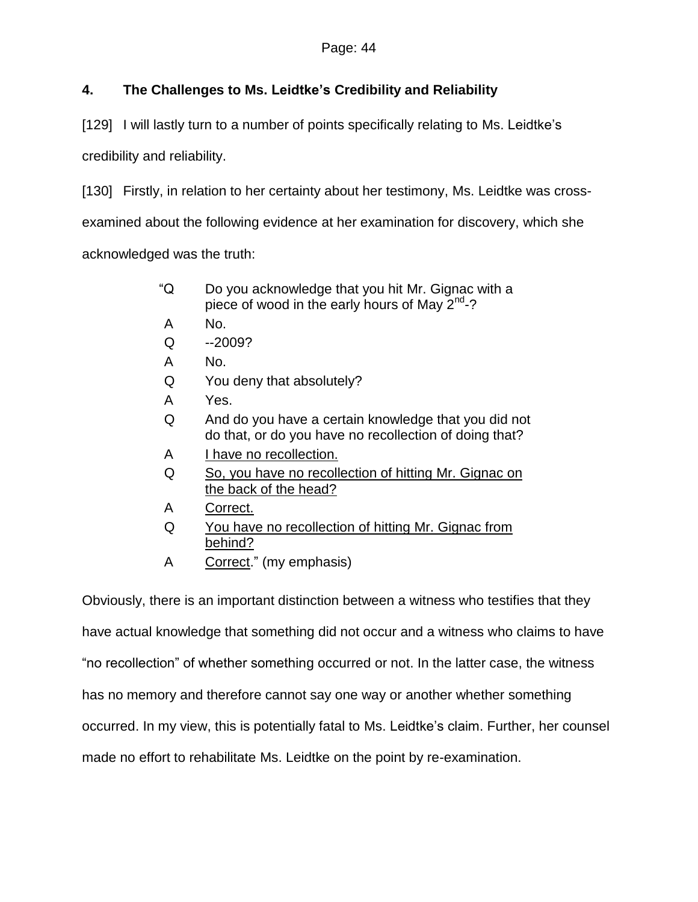### 4. The Challenges to Ms. Leidtke's Credibility and Reliability

[129] I will lastly turn to a number of points specifically relating to Ms. Leidtke's credibility and reliability.

[130] Firstly, in relation to her certainty about her testimony, Ms. Leidtke was cross-examined about the following evidence at her examination for discovery, which she acknowledged was the truth:

> "Q Do you acknowledge that you hit Mr. Gignac with a piece of wood in the early hours of May 2nd-?
>
> A No.
>
> Q --2009?
>
> A No.
>
> Q You deny that absolutely?
>
> A Yes.
>
> Q And do you have a certain knowledge that you did not do that, or do you have no recollection of doing that?
>
> A <u>I have no recollection.</u>
>
> Q <u>So, you have no recollection of hitting Mr. Gignac on the back of the head?</u>
>
> A <u>Correct.</u>
>
> Q <u>You have no recollection of hitting Mr. Gignac from behind?</u>
>
> A <u>Correct</u>." (my emphasis)

Obviously, there is an important distinction between a witness who testifies that they have actual knowledge that something did not occur and a witness who claims to have "no recollection" of whether something occurred or not. In the latter case, the witness has no memory and therefore cannot say one way or another whether something occurred. In my view, this is potentially fatal to Ms. Leidtke's claim. Further, her counsel made no effort to rehabilitate Ms. Leidtke on the point by re-examination.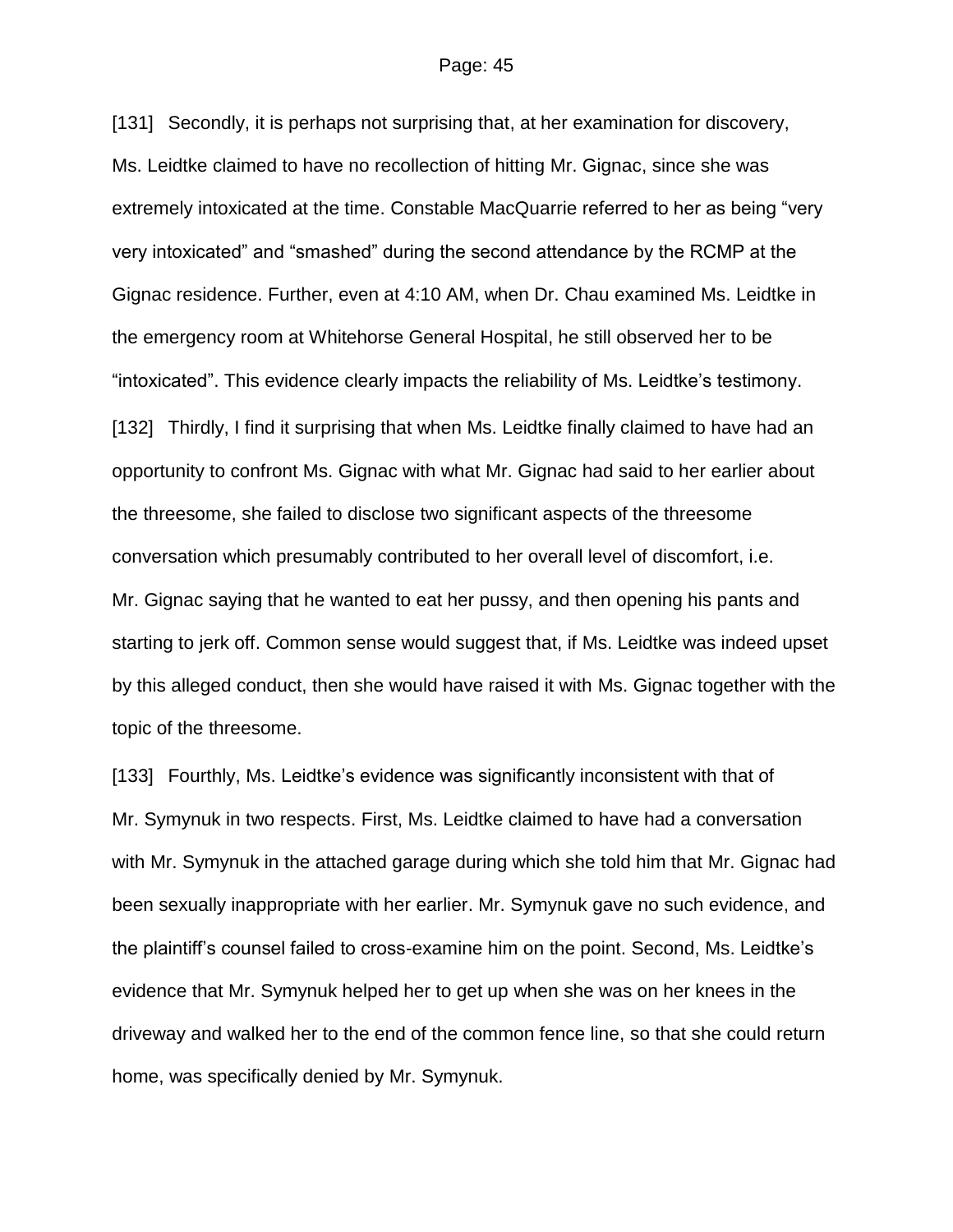[131] Secondly, it is perhaps not surprising that, at her examination for discovery, Ms. Leidtke claimed to have no recollection of hitting Mr. Gignac, since she was extremely intoxicated at the time. Constable MacQuarrie referred to her as being "very very intoxicated" and "smashed" during the second attendance by the RCMP at the Gignac residence. Further, even at 4:10 AM, when Dr. Chau examined Ms. Leidtke in the emergency room at Whitehorse General Hospital, he still observed her to be "intoxicated". This evidence clearly impacts the reliability of Ms. Leidtke's testimony.

[132] Thirdly, I find it surprising that when Ms. Leidtke finally claimed to have had an opportunity to confront Ms. Gignac with what Mr. Gignac had said to her earlier about the threesome, she failed to disclose two significant aspects of the threesome conversation which presumably contributed to her overall level of discomfort, i.e. Mr. Gignac saying that he wanted to eat her pussy, and then opening his pants and starting to jerk off. Common sense would suggest that, if Ms. Leidtke was indeed upset by this alleged conduct, then she would have raised it with Ms. Gignac together with the topic of the threesome.

[133] Fourthly, Ms. Leidtke's evidence was significantly inconsistent with that of Mr. Symynuk in two respects. First, Ms. Leidtke claimed to have had a conversation with Mr. Symynuk in the attached garage during which she told him that Mr. Gignac had been sexually inappropriate with her earlier. Mr. Symynuk gave no such evidence, and the plaintiff's counsel failed to cross-examine him on the point. Second, Ms. Leidtke's evidence that Mr. Symynuk helped her to get up when she was on her knees in the driveway and walked her to the end of the common fence line, so that she could return home, was specifically denied by Mr. Symynuk.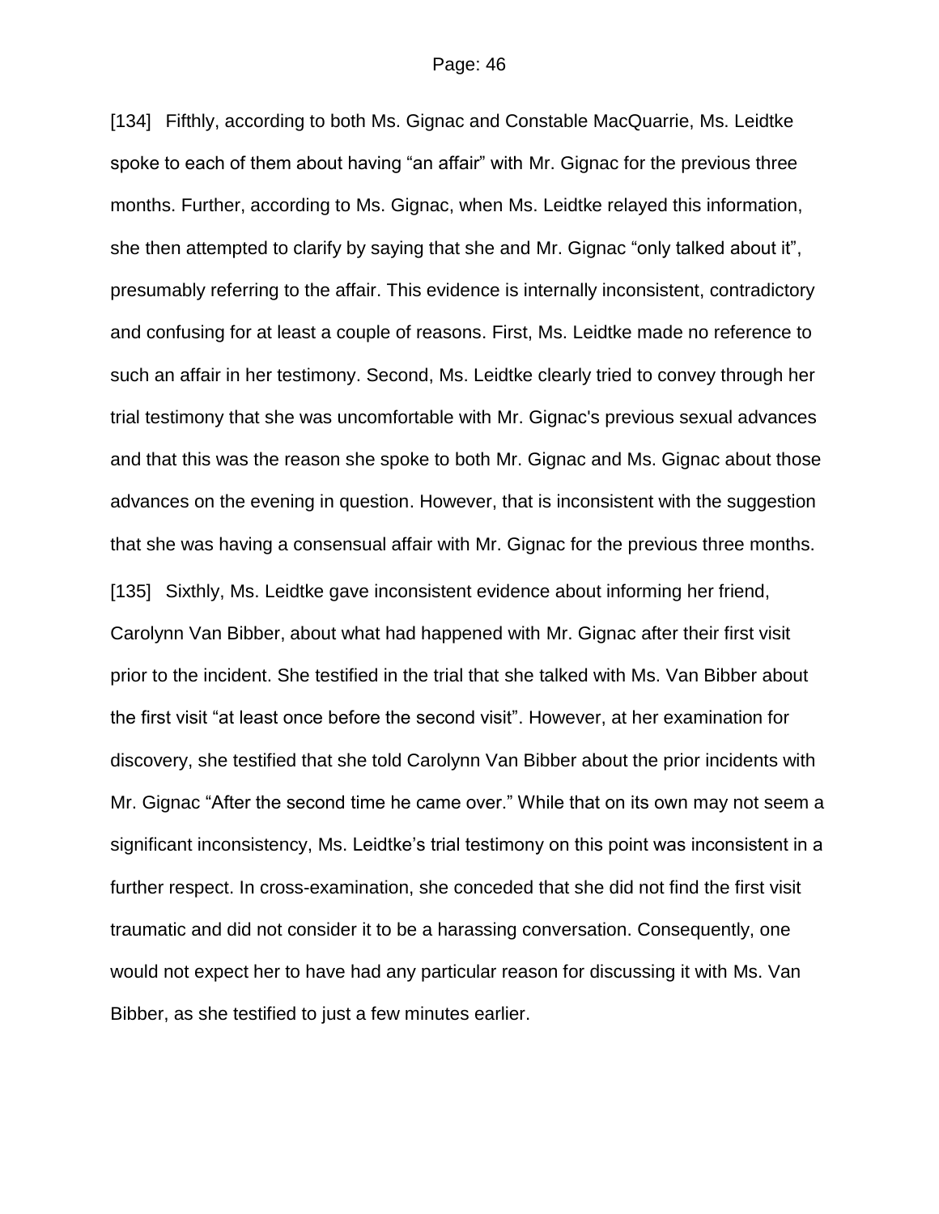[134] Fifthly, according to both Ms. Gignac and Constable MacQuarrie, Ms. Leidtke spoke to each of them about having "an affair" with Mr. Gignac for the previous three months. Further, according to Ms. Gignac, when Ms. Leidtke relayed this information, she then attempted to clarify by saying that she and Mr. Gignac "only talked about it", presumably referring to the affair. This evidence is internally inconsistent, contradictory and confusing for at least a couple of reasons. First, Ms. Leidtke made no reference to such an affair in her testimony. Second, Ms. Leidtke clearly tried to convey through her trial testimony that she was uncomfortable with Mr. Gignac's previous sexual advances and that this was the reason she spoke to both Mr. Gignac and Ms. Gignac about those advances on the evening in question. However, that is inconsistent with the suggestion that she was having a consensual affair with Mr. Gignac for the previous three months.

[135] Sixthly, Ms. Leidtke gave inconsistent evidence about informing her friend, Carolynn Van Bibber, about what had happened with Mr. Gignac after their first visit prior to the incident. She testified in the trial that she talked with Ms. Van Bibber about the first visit "at least once before the second visit". However, at her examination for discovery, she testified that she told Carolynn Van Bibber about the prior incidents with Mr. Gignac "After the second time he came over." While that on its own may not seem a significant inconsistency, Ms. Leidtke's trial testimony on this point was inconsistent in a further respect. In cross-examination, she conceded that she did not find the first visit traumatic and did not consider it to be a harassing conversation. Consequently, one would not expect her to have had any particular reason for discussing it with Ms. Van Bibber, as she testified to just a few minutes earlier.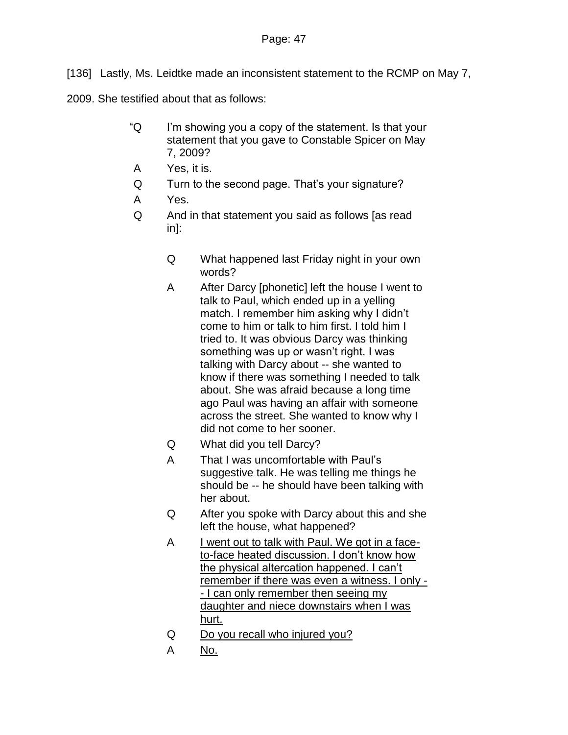[136] Lastly, Ms. Leidtke made an inconsistent statement to the RCMP on May 7, 2009. She testified about that as follows:

> "Q I'm showing you a copy of the statement. Is that your statement that you gave to Constable Spicer on May 7, 2009?
>
> A Yes, it is.
>
> Q Turn to the second page. That's your signature?
>
> A Yes.
>
> Q And in that statement you said as follows [as read in]:
>
>> Q What happened last Friday night in your own words?
>>
>> A After Darcy [phonetic] left the house I went to talk to Paul, which ended up in a yelling match. I remember him asking why I didn't come to him or talk to him first. I told him I tried to. It was obvious Darcy was thinking something was up or wasn't right. I was talking with Darcy about -- she wanted to know if there was something I needed to talk about. She was afraid because a long time ago Paul was having an affair with someone across the street. She wanted to know why I did not come to her sooner.
>>
>> Q What did you tell Darcy?
>>
>> A That I was uncomfortable with Paul's suggestive talk. He was telling me things he should be -- he should have been talking with her about.
>>
>> Q After you spoke with Darcy about this and she left the house, what happened?
>>
>> A <u>I went out to talk with Paul. We got in a face-to-face heated discussion. I don't know how the physical altercation happened. I can't remember if there was even a witness. I only -- I can only remember then seeing my daughter and niece downstairs when I was hurt.</u>
>>
>> Q <u>Do you recall who injured you?</u>
>>
>> A <u>No.</u>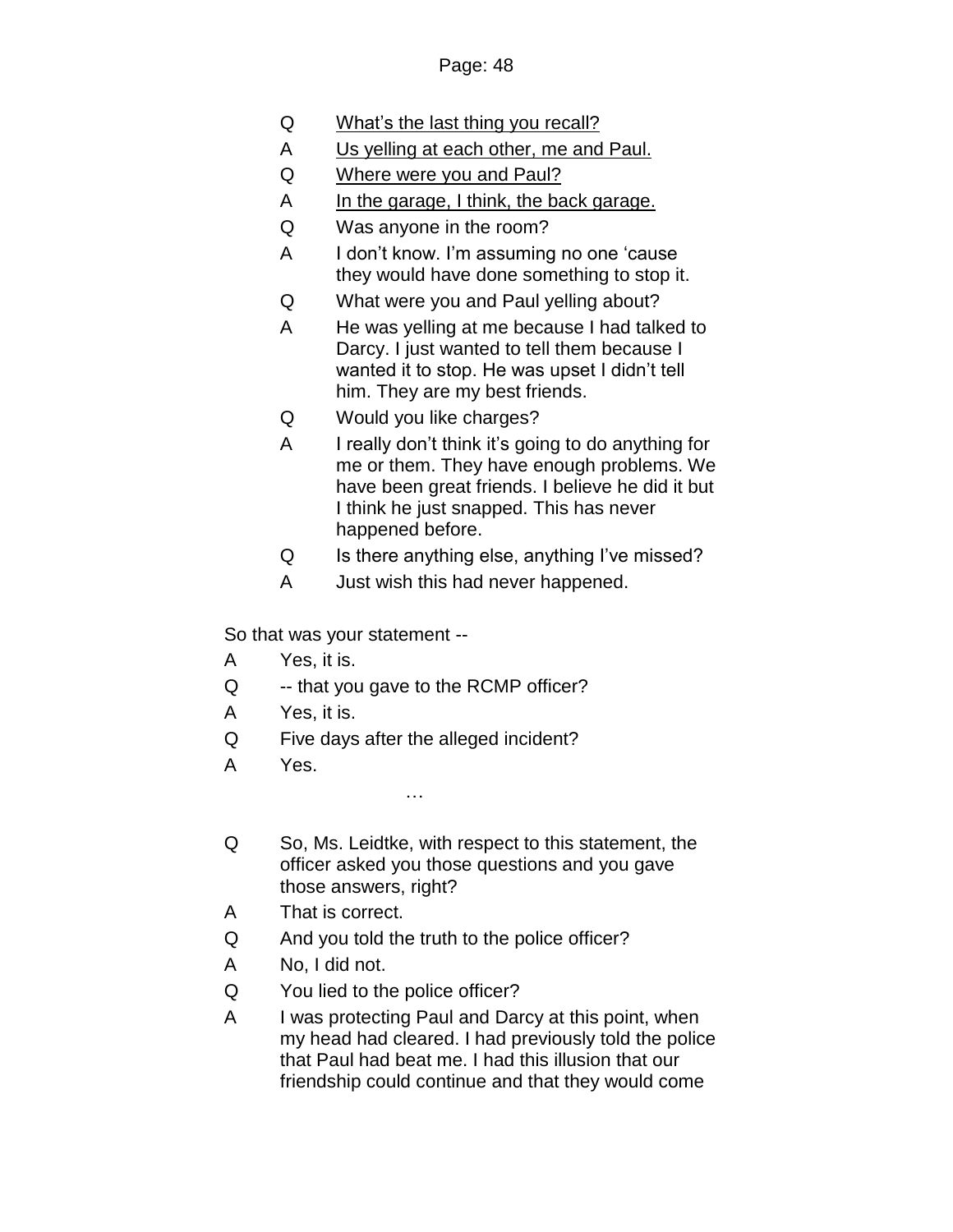Q  <u>What's the last thing you recall?</u>

A  <u>Us yelling at each other, me and Paul.</u>

Q  <u>Where were you and Paul?</u>

A  <u>In the garage, I think, the back garage.</u>

Q  Was anyone in the room?

A  I don't know. I'm assuming no one 'cause they would have done something to stop it.

Q  What were you and Paul yelling about?

A  He was yelling at me because I had talked to Darcy. I just wanted to tell them because I wanted it to stop. He was upset I didn't tell him. They are my best friends.

Q  Would you like charges?

A  I really don't think it's going to do anything for me or them. They have enough problems. We have been great friends. I believe he did it but I think he just snapped. This has never happened before.

Q  Is there anything else, anything I've missed?

A  Just wish this had never happened.

So that was your statement --

A  Yes, it is.

Q  -- that you gave to the RCMP officer?

A  Yes, it is.

Q  Five days after the alleged incident?

A  Yes.

…

Q  So, Ms. Leidtke, with respect to this statement, the officer asked you those questions and you gave those answers, right?

A  That is correct.

Q  And you told the truth to the police officer?

A  No, I did not.

Q  You lied to the police officer?

A  I was protecting Paul and Darcy at this point, when my head had cleared. I had previously told the police that Paul had beat me. I had this illusion that our friendship could continue and that they would come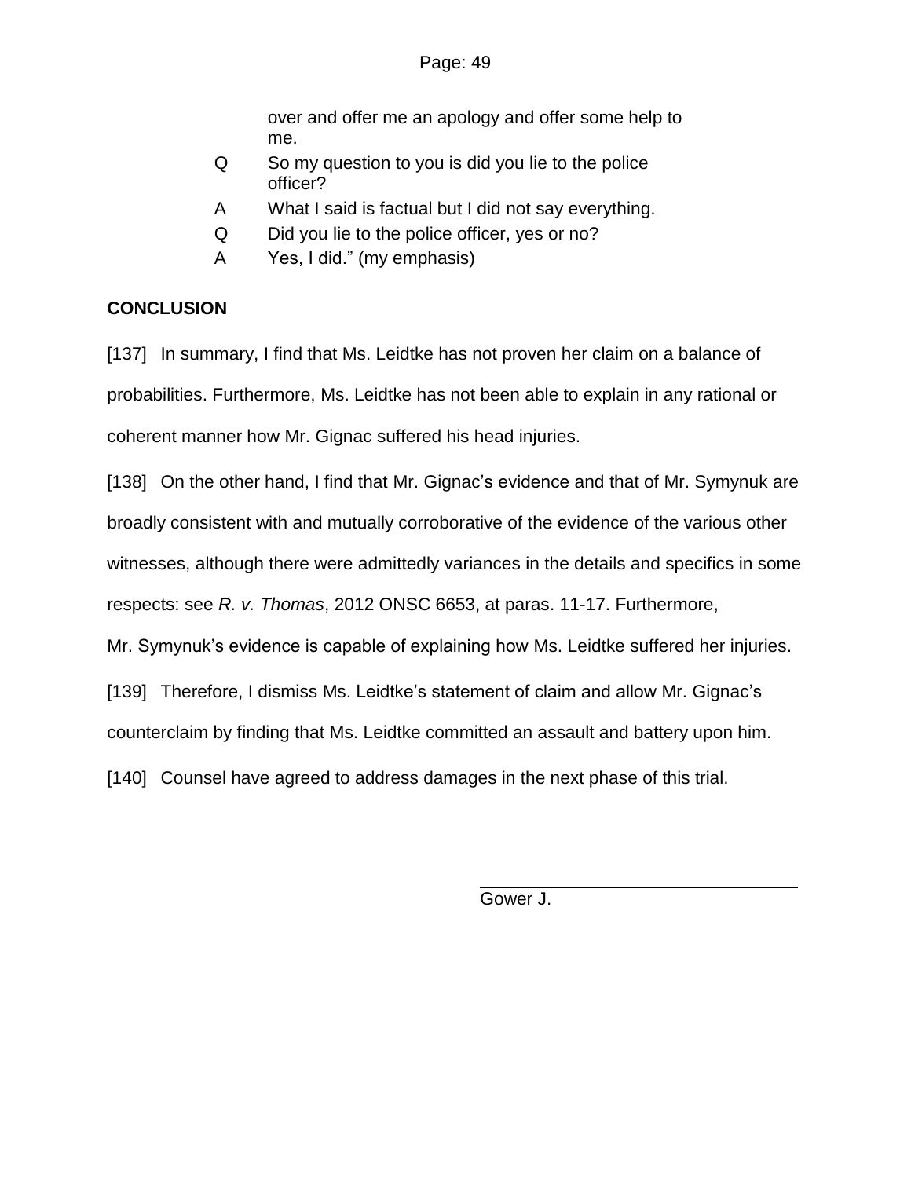over and offer me an apology and offer some help to me.

Q So my question to you is did you lie to the police officer?

A What I said is factual but I did not say everything.

Q Did you lie to the police officer, yes or no?

A Yes, I did." (my emphasis)

## CONCLUSION

[137] In summary, I find that Ms. Leidtke has not proven her claim on a balance of probabilities. Furthermore, Ms. Leidtke has not been able to explain in any rational or coherent manner how Mr. Gignac suffered his head injuries.

[138] On the other hand, I find that Mr. Gignac's evidence and that of Mr. Symynuk are broadly consistent with and mutually corroborative of the evidence of the various other witnesses, although there were admittedly variances in the details and specifics in some respects: see *R. v. Thomas*, 2012 ONSC 6653, at paras. 11-17. Furthermore, Mr. Symynuk's evidence is capable of explaining how Ms. Leidtke suffered her injuries.

[139] Therefore, I dismiss Ms. Leidtke's statement of claim and allow Mr. Gignac's counterclaim by finding that Ms. Leidtke committed an assault and battery upon him.

[140] Counsel have agreed to address damages in the next phase of this trial.

Gower J.